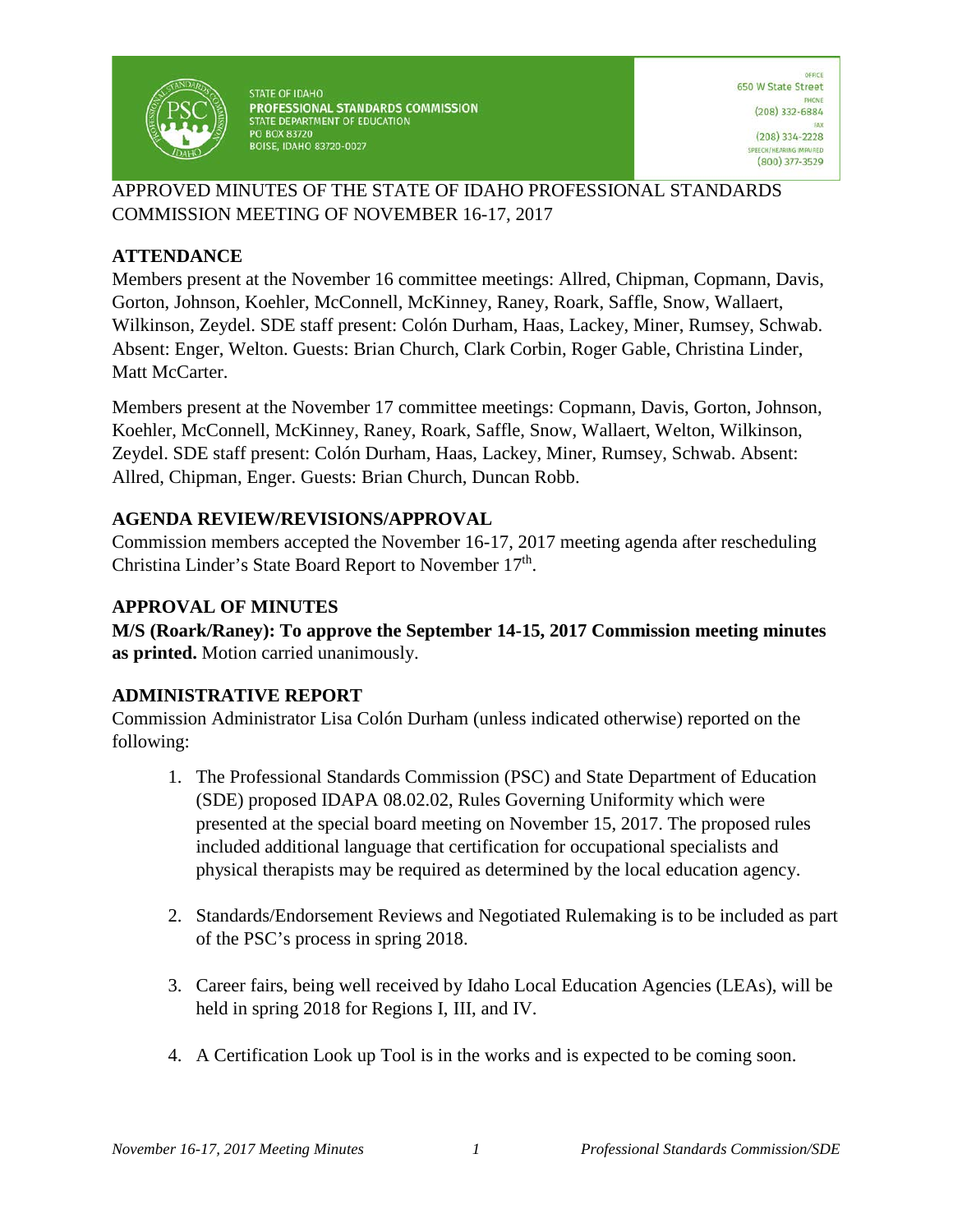STATE OF IDAHO
**PROFESSIONAL STANDARDS COMMISSION**
STATE DEPARTMENT OF EDUCATION
PO BOX 83720
BOISE, IDAHO 83720-0027

OFFICE
650 W State Street
PHONE
(208) 332-6884
FAX
(208) 334-2228
SPEECH/HEARING IMPAIRED
(800) 377-3529

APPROVED MINUTES OF THE STATE OF IDAHO PROFESSIONAL STANDARDS COMMISSION MEETING OF NOVEMBER 16-17, 2017

## ATTENDANCE

Members present at the November 16 committee meetings: Allred, Chipman, Copmann, Davis, Gorton, Johnson, Koehler, McConnell, McKinney, Raney, Roark, Saffle, Snow, Wallaert, Wilkinson, Zeydel. SDE staff present: Colón Durham, Haas, Lackey, Miner, Rumsey, Schwab. Absent: Enger, Welton. Guests: Brian Church, Clark Corbin, Roger Gable, Christina Linder, Matt McCarter.

Members present at the November 17 committee meetings: Copmann, Davis, Gorton, Johnson, Koehler, McConnell, McKinney, Raney, Roark, Saffle, Snow, Wallaert, Welton, Wilkinson, Zeydel. SDE staff present: Colón Durham, Haas, Lackey, Miner, Rumsey, Schwab. Absent: Allred, Chipman, Enger. Guests: Brian Church, Duncan Robb.

## AGENDA REVIEW/REVISIONS/APPROVAL

Commission members accepted the November 16-17, 2017 meeting agenda after rescheduling Christina Linder's State Board Report to November 17th.

## APPROVAL OF MINUTES

**M/S (Roark/Raney): To approve the September 14-15, 2017 Commission meeting minutes as printed.** Motion carried unanimously.

## ADMINISTRATIVE REPORT

Commission Administrator Lisa Colón Durham (unless indicated otherwise) reported on the following:

1. The Professional Standards Commission (PSC) and State Department of Education (SDE) proposed IDAPA 08.02.02, Rules Governing Uniformity which were presented at the special board meeting on November 15, 2017. The proposed rules included additional language that certification for occupational specialists and physical therapists may be required as determined by the local education agency.

2. Standards/Endorsement Reviews and Negotiated Rulemaking is to be included as part of the PSC's process in spring 2018.

3. Career fairs, being well received by Idaho Local Education Agencies (LEAs), will be held in spring 2018 for Regions I, III, and IV.

4. A Certification Look up Tool is in the works and is expected to be coming soon.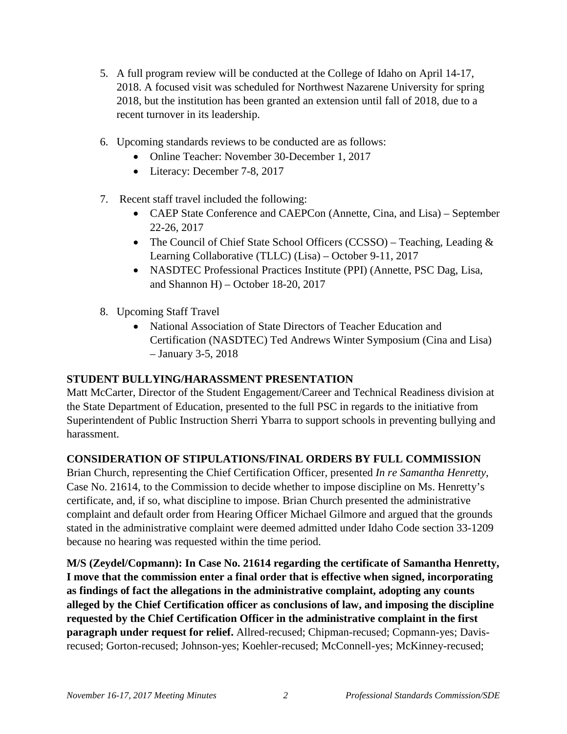5. A full program review will be conducted at the College of Idaho on April 14-17, 2018. A focused visit was scheduled for Northwest Nazarene University for spring 2018, but the institution has been granted an extension until fall of 2018, due to a recent turnover in its leadership.

6. Upcoming standards reviews to be conducted are as follows:
   - Online Teacher: November 30-December 1, 2017
   - Literacy: December 7-8, 2017

7. Recent staff travel included the following:
   - CAEP State Conference and CAEPCon (Annette, Cina, and Lisa) – September 22-26, 2017
   - The Council of Chief State School Officers (CCSSO) – Teaching, Leading & Learning Collaborative (TLLC) (Lisa) – October 9-11, 2017
   - NASDTEC Professional Practices Institute (PPI) (Annette, PSC Dag, Lisa, and Shannon H) – October 18-20, 2017

8. Upcoming Staff Travel
   - National Association of State Directors of Teacher Education and Certification (NASDTEC) Ted Andrews Winter Symposium (Cina and Lisa) – January 3-5, 2018

## STUDENT BULLYING/HARASSMENT PRESENTATION

Matt McCarter, Director of the Student Engagement/Career and Technical Readiness division at the State Department of Education, presented to the full PSC in regards to the initiative from Superintendent of Public Instruction Sherri Ybarra to support schools in preventing bullying and harassment.

## CONSIDERATION OF STIPULATIONS/FINAL ORDERS BY FULL COMMISSION

Brian Church, representing the Chief Certification Officer, presented *In re Samantha Henretty*, Case No. 21614, to the Commission to decide whether to impose discipline on Ms. Henretty's certificate, and, if so, what discipline to impose. Brian Church presented the administrative complaint and default order from Hearing Officer Michael Gilmore and argued that the grounds stated in the administrative complaint were deemed admitted under Idaho Code section 33-1209 because no hearing was requested within the time period.

**M/S (Zeydel/Copmann): In Case No. 21614 regarding the certificate of Samantha Henretty, I move that the commission enter a final order that is effective when signed, incorporating as findings of fact the allegations in the administrative complaint, adopting any counts alleged by the Chief Certification officer as conclusions of law, and imposing the discipline requested by the Chief Certification Officer in the administrative complaint in the first paragraph under request for relief.** Allred-recused; Chipman-recused; Copmann-yes; Davis-recused; Gorton-recused; Johnson-yes; Koehler-recused; McConnell-yes; McKinney-recused;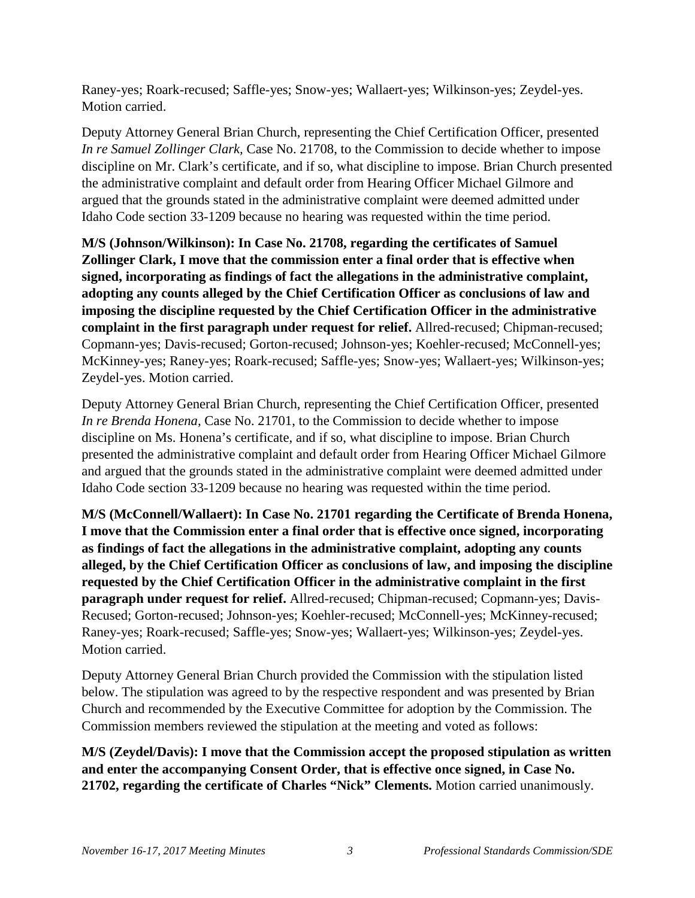Raney-yes; Roark-recused; Saffle-yes; Snow-yes; Wallaert-yes; Wilkinson-yes; Zeydel-yes. Motion carried.

Deputy Attorney General Brian Church, representing the Chief Certification Officer, presented *In re Samuel Zollinger Clark,* Case No. 21708, to the Commission to decide whether to impose discipline on Mr. Clark's certificate, and if so, what discipline to impose. Brian Church presented the administrative complaint and default order from Hearing Officer Michael Gilmore and argued that the grounds stated in the administrative complaint were deemed admitted under Idaho Code section 33-1209 because no hearing was requested within the time period.

**M/S (Johnson/Wilkinson): In Case No. 21708, regarding the certificates of Samuel Zollinger Clark, I move that the commission enter a final order that is effective when signed, incorporating as findings of fact the allegations in the administrative complaint, adopting any counts alleged by the Chief Certification Officer as conclusions of law and imposing the discipline requested by the Chief Certification Officer in the administrative complaint in the first paragraph under request for relief.** Allred-recused; Chipman-recused; Copmann-yes; Davis-recused; Gorton-recused; Johnson-yes; Koehler-recused; McConnell-yes; McKinney-yes; Raney-yes; Roark-recused; Saffle-yes; Snow-yes; Wallaert-yes; Wilkinson-yes; Zeydel-yes. Motion carried.

Deputy Attorney General Brian Church, representing the Chief Certification Officer, presented *In re Brenda Honena,* Case No. 21701, to the Commission to decide whether to impose discipline on Ms. Honena's certificate, and if so, what discipline to impose. Brian Church presented the administrative complaint and default order from Hearing Officer Michael Gilmore and argued that the grounds stated in the administrative complaint were deemed admitted under Idaho Code section 33-1209 because no hearing was requested within the time period.

**M/S (McConnell/Wallaert): In Case No. 21701 regarding the Certificate of Brenda Honena, I move that the Commission enter a final order that is effective once signed, incorporating as findings of fact the allegations in the administrative complaint, adopting any counts alleged, by the Chief Certification Officer as conclusions of law, and imposing the discipline requested by the Chief Certification Officer in the administrative complaint in the first paragraph under request for relief.** Allred-recused; Chipman-recused; Copmann-yes; Davis-Recused; Gorton-recused; Johnson-yes; Koehler-recused; McConnell-yes; McKinney-recused; Raney-yes; Roark-recused; Saffle-yes; Snow-yes; Wallaert-yes; Wilkinson-yes; Zeydel-yes. Motion carried.

Deputy Attorney General Brian Church provided the Commission with the stipulation listed below. The stipulation was agreed to by the respective respondent and was presented by Brian Church and recommended by the Executive Committee for adoption by the Commission. The Commission members reviewed the stipulation at the meeting and voted as follows:

**M/S (Zeydel/Davis): I move that the Commission accept the proposed stipulation as written and enter the accompanying Consent Order, that is effective once signed, in Case No. 21702, regarding the certificate of Charles "Nick" Clements.** Motion carried unanimously.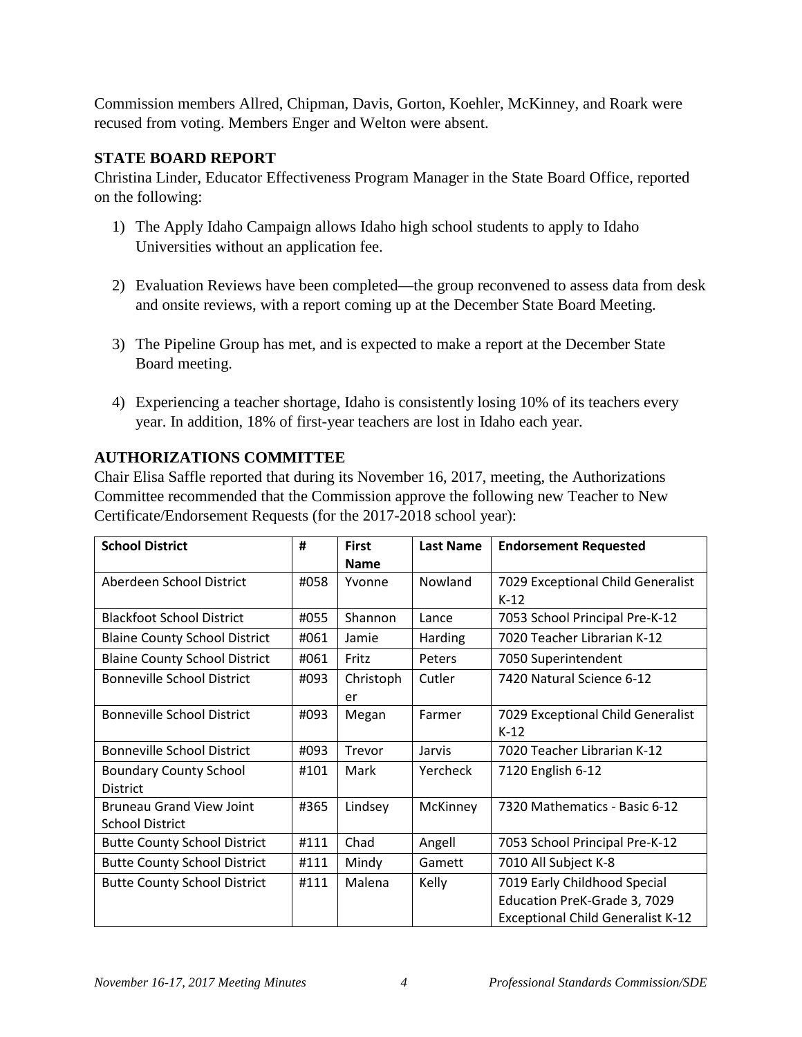Commission members Allred, Chipman, Davis, Gorton, Koehler, McKinney, and Roark were recused from voting. Members Enger and Welton were absent.

**STATE BOARD REPORT**

Christina Linder, Educator Effectiveness Program Manager in the State Board Office, reported on the following:

1) The Apply Idaho Campaign allows Idaho high school students to apply to Idaho Universities without an application fee.

2) Evaluation Reviews have been completed—the group reconvened to assess data from desk and onsite reviews, with a report coming up at the December State Board Meeting.

3) The Pipeline Group has met, and is expected to make a report at the December State Board meeting.

4) Experiencing a teacher shortage, Idaho is consistently losing 10% of its teachers every year. In addition, 18% of first-year teachers are lost in Idaho each year.

**AUTHORIZATIONS COMMITTEE**

Chair Elisa Saffle reported that during its November 16, 2017, meeting, the Authorizations Committee recommended that the Commission approve the following new Teacher to New Certificate/Endorsement Requests (for the 2017-2018 school year):

| School District | # | First Name | Last Name | Endorsement Requested |
|---|---|---|---|---|
| Aberdeen School District | #058 | Yvonne | Nowland | 7029 Exceptional Child Generalist K-12 |
| Blackfoot School District | #055 | Shannon | Lance | 7053 School Principal Pre-K-12 |
| Blaine County School District | #061 | Jamie | Harding | 7020 Teacher Librarian K-12 |
| Blaine County School District | #061 | Fritz | Peters | 7050 Superintendent |
| Bonneville School District | #093 | Christopher | Cutler | 7420 Natural Science 6-12 |
| Bonneville School District | #093 | Megan | Farmer | 7029 Exceptional Child Generalist K-12 |
| Bonneville School District | #093 | Trevor | Jarvis | 7020 Teacher Librarian K-12 |
| Boundary County School District | #101 | Mark | Yercheck | 7120 English 6-12 |
| Bruneau Grand View Joint School District | #365 | Lindsey | McKinney | 7320 Mathematics - Basic 6-12 |
| Butte County School District | #111 | Chad | Angell | 7053 School Principal Pre-K-12 |
| Butte County School District | #111 | Mindy | Gamett | 7010 All Subject K-8 |
| Butte County School District | #111 | Malena | Kelly | 7019 Early Childhood Special Education PreK-Grade 3, 7029 Exceptional Child Generalist K-12 |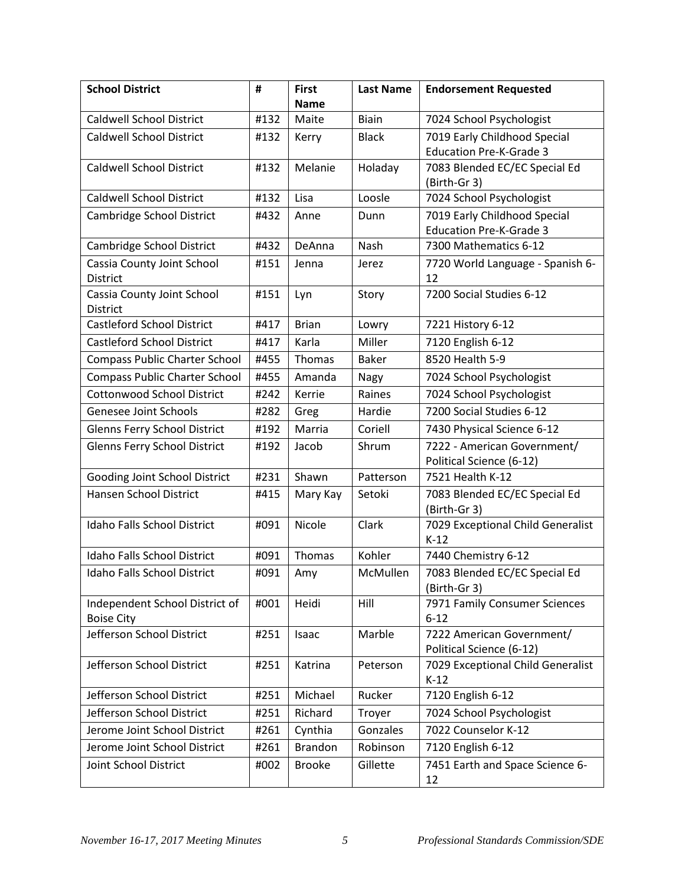| School District | # | First Name | Last Name | Endorsement Requested |
|---|---|---|---|---|
| Caldwell School District | #132 | Maite | Biain | 7024 School Psychologist |
| Caldwell School District | #132 | Kerry | Black | 7019 Early Childhood Special Education Pre-K-Grade 3 |
| Caldwell School District | #132 | Melanie | Holaday | 7083 Blended EC/EC Special Ed (Birth-Gr 3) |
| Caldwell School District | #132 | Lisa | Loosle | 7024 School Psychologist |
| Cambridge School District | #432 | Anne | Dunn | 7019 Early Childhood Special Education Pre-K-Grade 3 |
| Cambridge School District | #432 | DeAnna | Nash | 7300 Mathematics 6-12 |
| Cassia County Joint School District | #151 | Jenna | Jerez | 7720 World Language - Spanish 6-12 |
| Cassia County Joint School District | #151 | Lyn | Story | 7200 Social Studies 6-12 |
| Castleford School District | #417 | Brian | Lowry | 7221 History 6-12 |
| Castleford School District | #417 | Karla | Miller | 7120 English 6-12 |
| Compass Public Charter School | #455 | Thomas | Baker | 8520 Health 5-9 |
| Compass Public Charter School | #455 | Amanda | Nagy | 7024 School Psychologist |
| Cottonwood School District | #242 | Kerrie | Raines | 7024 School Psychologist |
| Genesee Joint Schools | #282 | Greg | Hardie | 7200 Social Studies 6-12 |
| Glenns Ferry School District | #192 | Marria | Coriell | 7430 Physical Science 6-12 |
| Glenns Ferry School District | #192 | Jacob | Shrum | 7222 - American Government/ Political Science (6-12) |
| Gooding Joint School District | #231 | Shawn | Patterson | 7521 Health K-12 |
| Hansen School District | #415 | Mary Kay | Setoki | 7083 Blended EC/EC Special Ed (Birth-Gr 3) |
| Idaho Falls School District | #091 | Nicole | Clark | 7029 Exceptional Child Generalist K-12 |
| Idaho Falls School District | #091 | Thomas | Kohler | 7440 Chemistry 6-12 |
| Idaho Falls School District | #091 | Amy | McMullen | 7083 Blended EC/EC Special Ed (Birth-Gr 3) |
| Independent School District of Boise City | #001 | Heidi | Hill | 7971 Family Consumer Sciences 6-12 |
| Jefferson School District | #251 | Isaac | Marble | 7222 American Government/ Political Science (6-12) |
| Jefferson School District | #251 | Katrina | Peterson | 7029 Exceptional Child Generalist K-12 |
| Jefferson School District | #251 | Michael | Rucker | 7120 English 6-12 |
| Jefferson School District | #251 | Richard | Troyer | 7024 School Psychologist |
| Jerome Joint School District | #261 | Cynthia | Gonzales | 7022 Counselor K-12 |
| Jerome Joint School District | #261 | Brandon | Robinson | 7120 English 6-12 |
| Joint School District | #002 | Brooke | Gillette | 7451 Earth and Space Science 6-12 |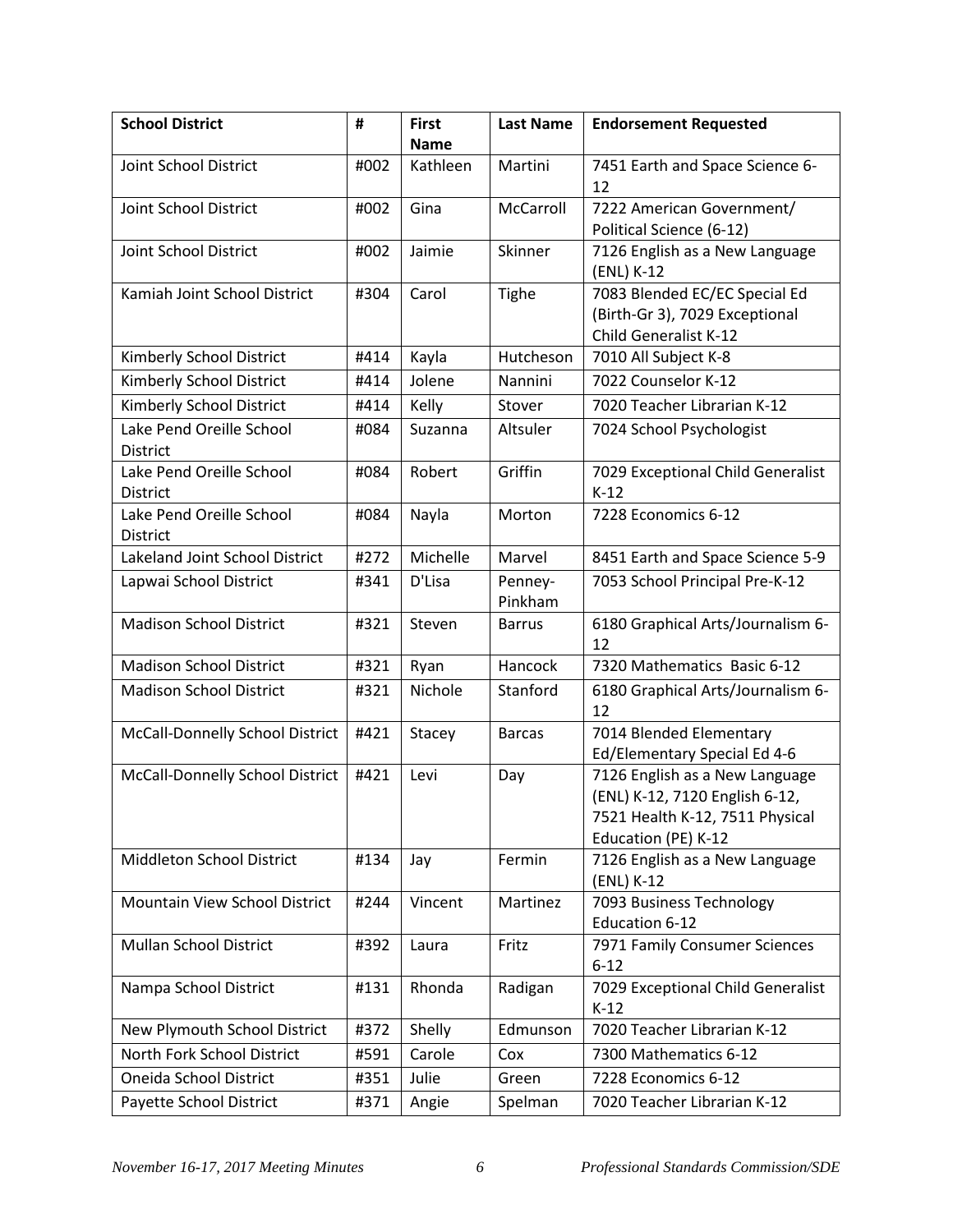| School District | # | First Name | Last Name | Endorsement Requested |
|---|---|---|---|---|
| Joint School District | #002 | Kathleen | Martini | 7451 Earth and Space Science 6-12 |
| Joint School District | #002 | Gina | McCarroll | 7222 American Government/ Political Science (6-12) |
| Joint School District | #002 | Jaimie | Skinner | 7126 English as a New Language (ENL) K-12 |
| Kamiah Joint School District | #304 | Carol | Tighe | 7083 Blended EC/EC Special Ed (Birth-Gr 3), 7029 Exceptional Child Generalist K-12 |
| Kimberly School District | #414 | Kayla | Hutcheson | 7010 All Subject K-8 |
| Kimberly School District | #414 | Jolene | Nannini | 7022 Counselor K-12 |
| Kimberly School District | #414 | Kelly | Stover | 7020 Teacher Librarian K-12 |
| Lake Pend Oreille School District | #084 | Suzanna | Altsuler | 7024 School Psychologist |
| Lake Pend Oreille School District | #084 | Robert | Griffin | 7029 Exceptional Child Generalist K-12 |
| Lake Pend Oreille School District | #084 | Nayla | Morton | 7228 Economics 6-12 |
| Lakeland Joint School District | #272 | Michelle | Marvel | 8451 Earth and Space Science 5-9 |
| Lapwai School District | #341 | D'Lisa | Penney-Pinkham | 7053 School Principal Pre-K-12 |
| Madison School District | #321 | Steven | Barrus | 6180 Graphical Arts/Journalism 6-12 |
| Madison School District | #321 | Ryan | Hancock | 7320 Mathematics Basic 6-12 |
| Madison School District | #321 | Nichole | Stanford | 6180 Graphical Arts/Journalism 6-12 |
| McCall-Donnelly School District | #421 | Stacey | Barcas | 7014 Blended Elementary Ed/Elementary Special Ed 4-6 |
| McCall-Donnelly School District | #421 | Levi | Day | 7126 English as a New Language (ENL) K-12, 7120 English 6-12, 7521 Health K-12, 7511 Physical Education (PE) K-12 |
| Middleton School District | #134 | Jay | Fermin | 7126 English as a New Language (ENL) K-12 |
| Mountain View School District | #244 | Vincent | Martinez | 7093 Business Technology Education 6-12 |
| Mullan School District | #392 | Laura | Fritz | 7971 Family Consumer Sciences 6-12 |
| Nampa School District | #131 | Rhonda | Radigan | 7029 Exceptional Child Generalist K-12 |
| New Plymouth School District | #372 | Shelly | Edmunson | 7020 Teacher Librarian K-12 |
| North Fork School District | #591 | Carole | Cox | 7300 Mathematics 6-12 |
| Oneida School District | #351 | Julie | Green | 7228 Economics 6-12 |
| Payette School District | #371 | Angie | Spelman | 7020 Teacher Librarian K-12 |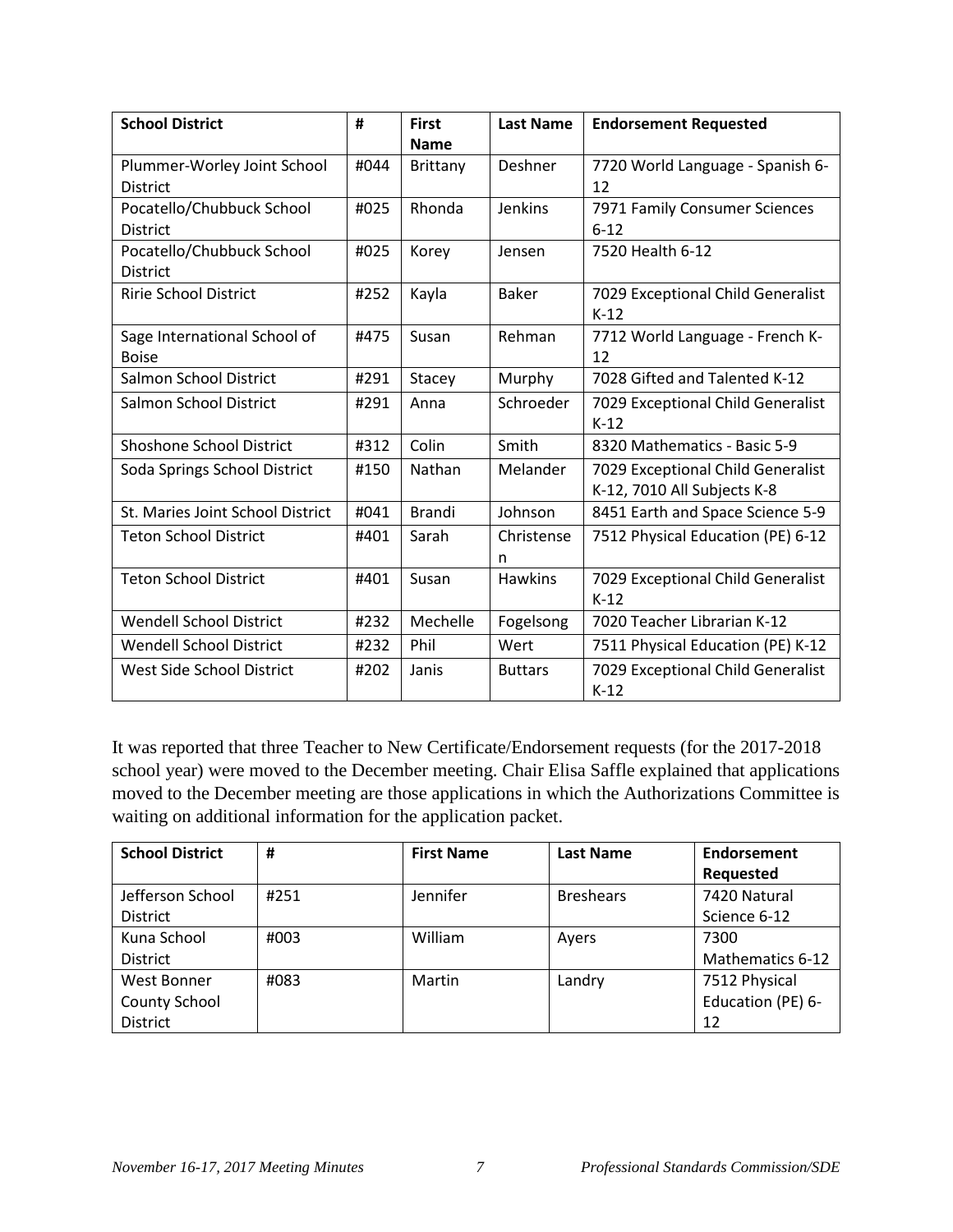| School District | # | First Name | Last Name | Endorsement Requested |
|---|---|---|---|---|
| Plummer-Worley Joint School District | #044 | Brittany | Deshner | 7720 World Language - Spanish 6-12 |
| Pocatello/Chubbuck School District | #025 | Rhonda | Jenkins | 7971 Family Consumer Sciences 6-12 |
| Pocatello/Chubbuck School District | #025 | Korey | Jensen | 7520 Health 6-12 |
| Ririe School District | #252 | Kayla | Baker | 7029 Exceptional Child Generalist K-12 |
| Sage International School of Boise | #475 | Susan | Rehman | 7712 World Language - French K-12 |
| Salmon School District | #291 | Stacey | Murphy | 7028 Gifted and Talented K-12 |
| Salmon School District | #291 | Anna | Schroeder | 7029 Exceptional Child Generalist K-12 |
| Shoshone School District | #312 | Colin | Smith | 8320 Mathematics - Basic 5-9 |
| Soda Springs School District | #150 | Nathan | Melander | 7029 Exceptional Child Generalist K-12, 7010 All Subjects K-8 |
| St. Maries Joint School District | #041 | Brandi | Johnson | 8451 Earth and Space Science 5-9 |
| Teton School District | #401 | Sarah | Christensen | 7512 Physical Education (PE) 6-12 |
| Teton School District | #401 | Susan | Hawkins | 7029 Exceptional Child Generalist K-12 |
| Wendell School District | #232 | Mechelle | Fogelsong | 7020 Teacher Librarian K-12 |
| Wendell School District | #232 | Phil | Wert | 7511 Physical Education (PE) K-12 |
| West Side School District | #202 | Janis | Buttars | 7029 Exceptional Child Generalist K-12 |

It was reported that three Teacher to New Certificate/Endorsement requests (for the 2017-2018 school year) were moved to the December meeting. Chair Elisa Saffle explained that applications moved to the December meeting are those applications in which the Authorizations Committee is waiting on additional information for the application packet.

| School District | # | First Name | Last Name | Endorsement Requested |
|---|---|---|---|---|
| Jefferson School District | #251 | Jennifer | Breshears | 7420 Natural Science 6-12 |
| Kuna School District | #003 | William | Ayers | 7300 Mathematics 6-12 |
| West Bonner County School District | #083 | Martin | Landry | 7512 Physical Education (PE) 6-12 |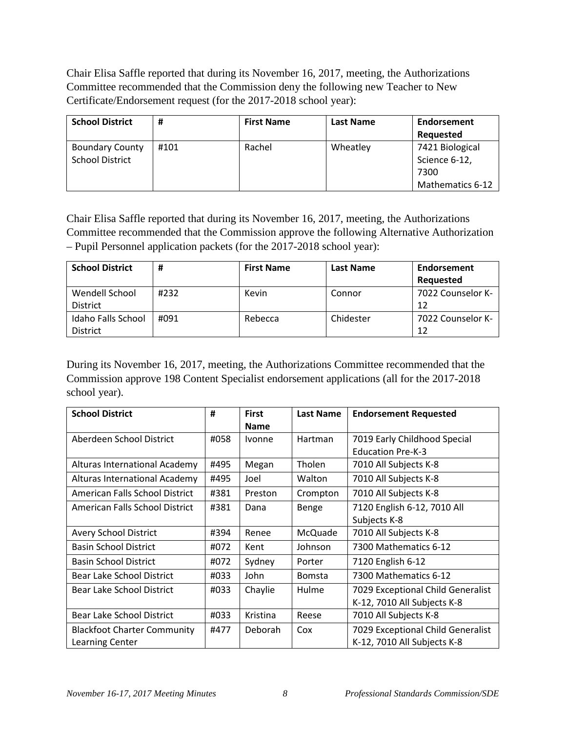Chair Elisa Saffle reported that during its November 16, 2017, meeting, the Authorizations Committee recommended that the Commission deny the following new Teacher to New Certificate/Endorsement request (for the 2017-2018 school year):

| School District | # | First Name | Last Name | Endorsement Requested |
|---|---|---|---|---|
| Boundary County School District | #101 | Rachel | Wheatley | 7421 Biological Science 6-12, 7300 Mathematics 6-12 |

Chair Elisa Saffle reported that during its November 16, 2017, meeting, the Authorizations Committee recommended that the Commission approve the following Alternative Authorization – Pupil Personnel application packets (for the 2017-2018 school year):

| School District | # | First Name | Last Name | Endorsement Requested |
|---|---|---|---|---|
| Wendell School District | #232 | Kevin | Connor | 7022 Counselor K-12 |
| Idaho Falls School District | #091 | Rebecca | Chidester | 7022 Counselor K-12 |

During its November 16, 2017, meeting, the Authorizations Committee recommended that the Commission approve 198 Content Specialist endorsement applications (all for the 2017-2018 school year).

| School District | # | First Name | Last Name | Endorsement Requested |
|---|---|---|---|---|
| Aberdeen School District | #058 | Ivonne | Hartman | 7019 Early Childhood Special Education Pre-K-3 |
| Alturas International Academy | #495 | Megan | Tholen | 7010 All Subjects K-8 |
| Alturas International Academy | #495 | Joel | Walton | 7010 All Subjects K-8 |
| American Falls School District | #381 | Preston | Crompton | 7010 All Subjects K-8 |
| American Falls School District | #381 | Dana | Benge | 7120 English 6-12, 7010 All Subjects K-8 |
| Avery School District | #394 | Renee | McQuade | 7010 All Subjects K-8 |
| Basin School District | #072 | Kent | Johnson | 7300 Mathematics 6-12 |
| Basin School District | #072 | Sydney | Porter | 7120 English 6-12 |
| Bear Lake School District | #033 | John | Bomsta | 7300 Mathematics 6-12 |
| Bear Lake School District | #033 | Chaylie | Hulme | 7029 Exceptional Child Generalist K-12, 7010 All Subjects K-8 |
| Bear Lake School District | #033 | Kristina | Reese | 7010 All Subjects K-8 |
| Blackfoot Charter Community Learning Center | #477 | Deborah | Cox | 7029 Exceptional Child Generalist K-12, 7010 All Subjects K-8 |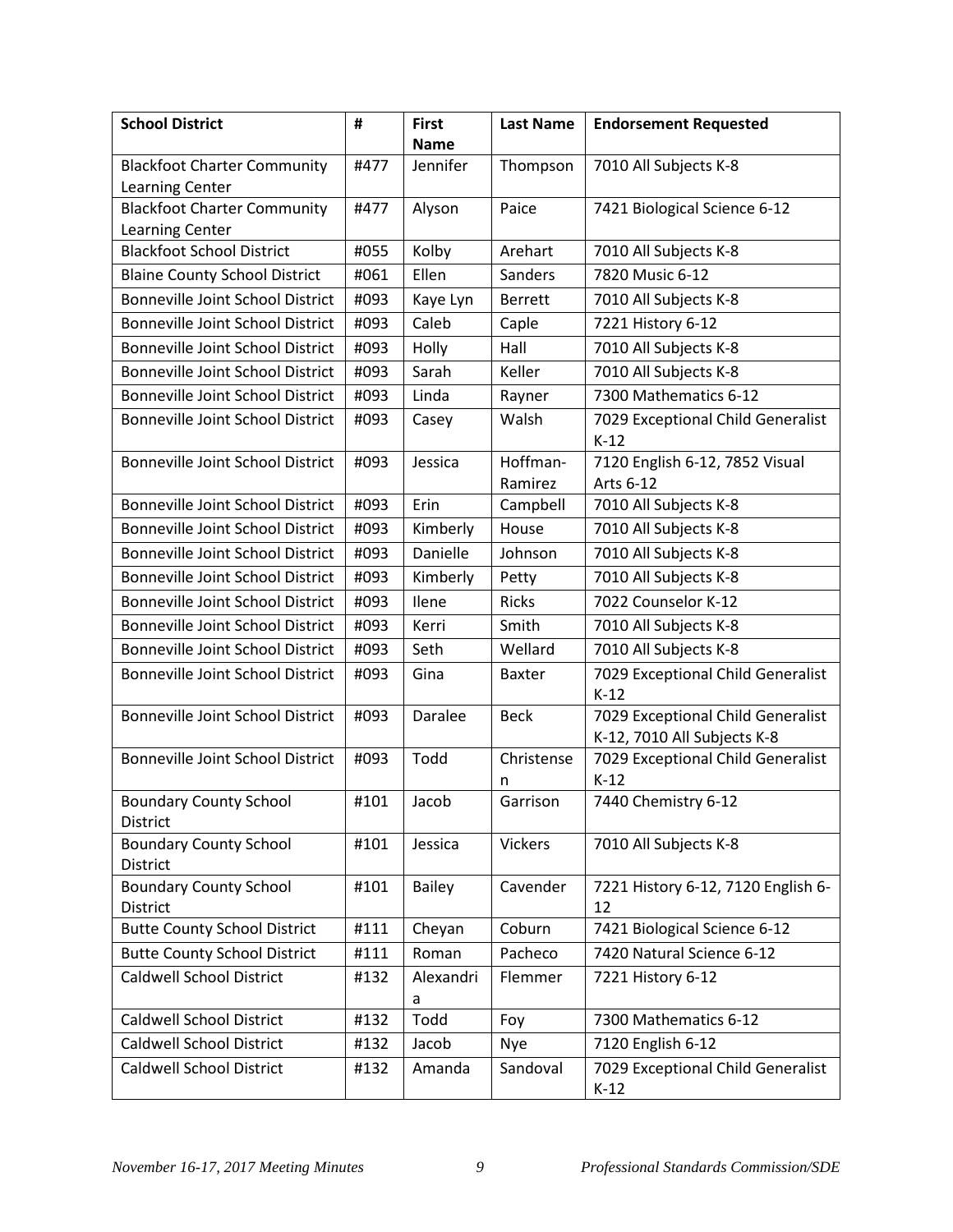| School District | # | First Name | Last Name | Endorsement Requested |
|---|---|---|---|---|
| Blackfoot Charter Community Learning Center | #477 | Jennifer | Thompson | 7010 All Subjects K-8 |
| Blackfoot Charter Community Learning Center | #477 | Alyson | Paice | 7421 Biological Science 6-12 |
| Blackfoot School District | #055 | Kolby | Arehart | 7010 All Subjects K-8 |
| Blaine County School District | #061 | Ellen | Sanders | 7820 Music 6-12 |
| Bonneville Joint School District | #093 | Kaye Lyn | Berrett | 7010 All Subjects K-8 |
| Bonneville Joint School District | #093 | Caleb | Caple | 7221 History 6-12 |
| Bonneville Joint School District | #093 | Holly | Hall | 7010 All Subjects K-8 |
| Bonneville Joint School District | #093 | Sarah | Keller | 7010 All Subjects K-8 |
| Bonneville Joint School District | #093 | Linda | Rayner | 7300 Mathematics 6-12 |
| Bonneville Joint School District | #093 | Casey | Walsh | 7029 Exceptional Child Generalist K-12 |
| Bonneville Joint School District | #093 | Jessica | Hoffman-Ramirez | 7120 English 6-12, 7852 Visual Arts 6-12 |
| Bonneville Joint School District | #093 | Erin | Campbell | 7010 All Subjects K-8 |
| Bonneville Joint School District | #093 | Kimberly | House | 7010 All Subjects K-8 |
| Bonneville Joint School District | #093 | Danielle | Johnson | 7010 All Subjects K-8 |
| Bonneville Joint School District | #093 | Kimberly | Petty | 7010 All Subjects K-8 |
| Bonneville Joint School District | #093 | Ilene | Ricks | 7022 Counselor K-12 |
| Bonneville Joint School District | #093 | Kerri | Smith | 7010 All Subjects K-8 |
| Bonneville Joint School District | #093 | Seth | Wellard | 7010 All Subjects K-8 |
| Bonneville Joint School District | #093 | Gina | Baxter | 7029 Exceptional Child Generalist K-12 |
| Bonneville Joint School District | #093 | Daralee | Beck | 7029 Exceptional Child Generalist K-12, 7010 All Subjects K-8 |
| Bonneville Joint School District | #093 | Todd | Christensen | 7029 Exceptional Child Generalist K-12 |
| Boundary County School District | #101 | Jacob | Garrison | 7440 Chemistry 6-12 |
| Boundary County School District | #101 | Jessica | Vickers | 7010 All Subjects K-8 |
| Boundary County School District | #101 | Bailey | Cavender | 7221 History 6-12, 7120 English 6-12 |
| Butte County School District | #111 | Cheyan | Coburn | 7421 Biological Science 6-12 |
| Butte County School District | #111 | Roman | Pacheco | 7420 Natural Science 6-12 |
| Caldwell School District | #132 | Alexandria | Flemmer | 7221 History 6-12 |
| Caldwell School District | #132 | Todd | Foy | 7300 Mathematics 6-12 |
| Caldwell School District | #132 | Jacob | Nye | 7120 English 6-12 |
| Caldwell School District | #132 | Amanda | Sandoval | 7029 Exceptional Child Generalist K-12 |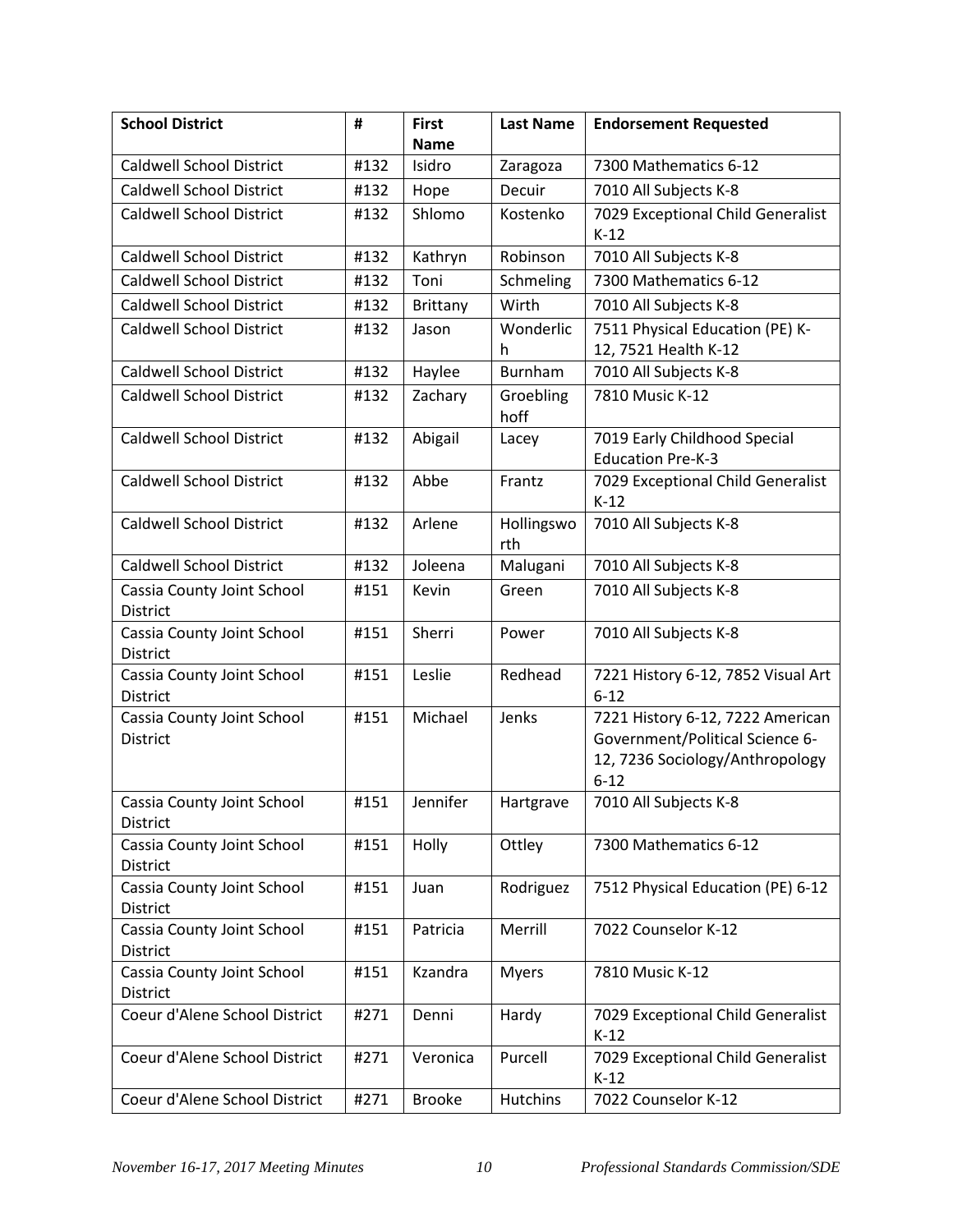| School District | # | First Name | Last Name | Endorsement Requested |
|---|---|---|---|---|
| Caldwell School District | #132 | Isidro | Zaragoza | 7300 Mathematics 6-12 |
| Caldwell School District | #132 | Hope | Decuir | 7010 All Subjects K-8 |
| Caldwell School District | #132 | Shlomo | Kostenko | 7029 Exceptional Child Generalist K-12 |
| Caldwell School District | #132 | Kathryn | Robinson | 7010 All Subjects K-8 |
| Caldwell School District | #132 | Toni | Schmeling | 7300 Mathematics 6-12 |
| Caldwell School District | #132 | Brittany | Wirth | 7010 All Subjects K-8 |
| Caldwell School District | #132 | Jason | Wonderlich | 7511 Physical Education (PE) K-12, 7521 Health K-12 |
| Caldwell School District | #132 | Haylee | Burnham | 7010 All Subjects K-8 |
| Caldwell School District | #132 | Zachary | Groeblinghoff | 7810 Music K-12 |
| Caldwell School District | #132 | Abigail | Lacey | 7019 Early Childhood Special Education Pre-K-3 |
| Caldwell School District | #132 | Abbe | Frantz | 7029 Exceptional Child Generalist K-12 |
| Caldwell School District | #132 | Arlene | Hollingsworth | 7010 All Subjects K-8 |
| Caldwell School District | #132 | Joleena | Malugani | 7010 All Subjects K-8 |
| Cassia County Joint School District | #151 | Kevin | Green | 7010 All Subjects K-8 |
| Cassia County Joint School District | #151 | Sherri | Power | 7010 All Subjects K-8 |
| Cassia County Joint School District | #151 | Leslie | Redhead | 7221 History 6-12, 7852 Visual Art 6-12 |
| Cassia County Joint School District | #151 | Michael | Jenks | 7221 History 6-12, 7222 American Government/Political Science 6-12, 7236 Sociology/Anthropology 6-12 |
| Cassia County Joint School District | #151 | Jennifer | Hartgrave | 7010 All Subjects K-8 |
| Cassia County Joint School District | #151 | Holly | Ottley | 7300 Mathematics 6-12 |
| Cassia County Joint School District | #151 | Juan | Rodriguez | 7512 Physical Education (PE) 6-12 |
| Cassia County Joint School District | #151 | Patricia | Merrill | 7022 Counselor K-12 |
| Cassia County Joint School District | #151 | Kzandra | Myers | 7810 Music K-12 |
| Coeur d'Alene School District | #271 | Denni | Hardy | 7029 Exceptional Child Generalist K-12 |
| Coeur d'Alene School District | #271 | Veronica | Purcell | 7029 Exceptional Child Generalist K-12 |
| Coeur d'Alene School District | #271 | Brooke | Hutchins | 7022 Counselor K-12 |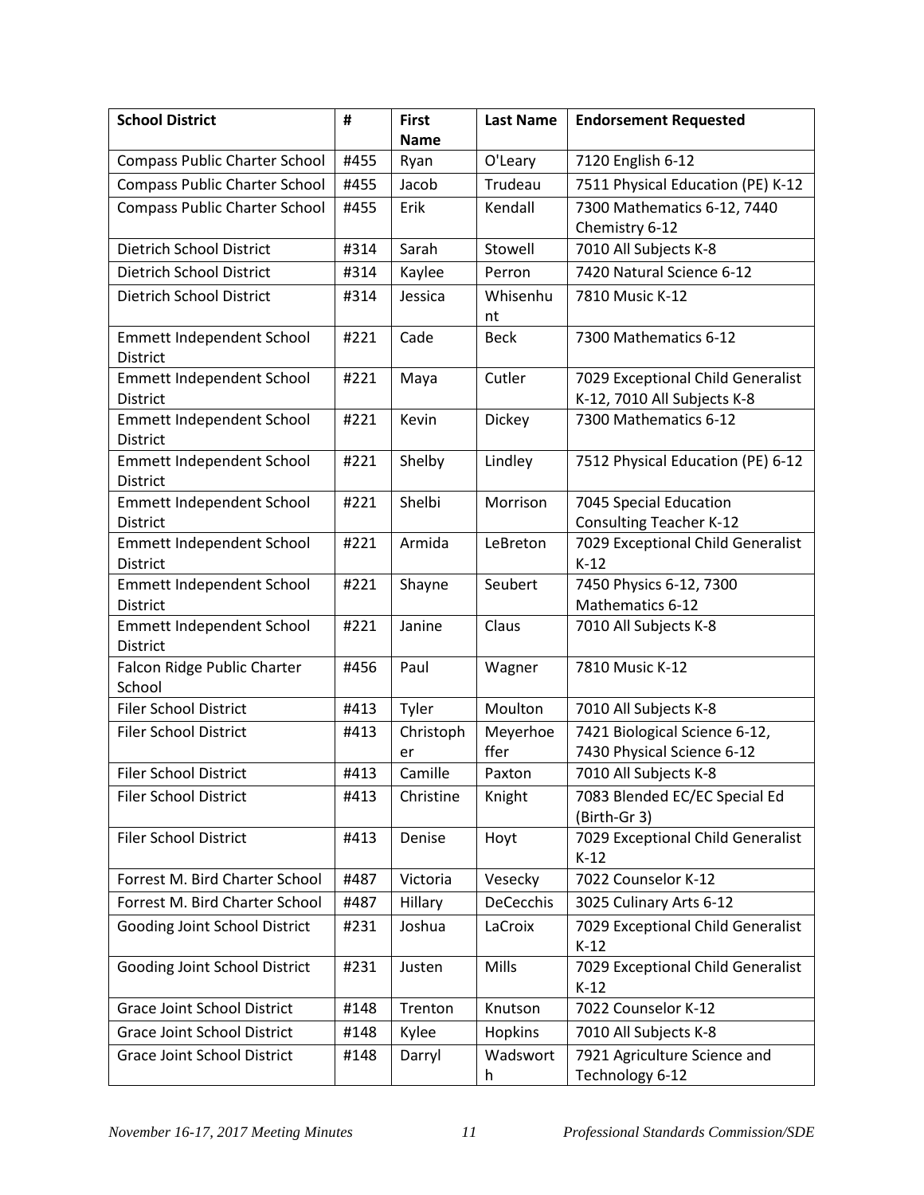| School District | # | First Name | Last Name | Endorsement Requested |
|---|---|---|---|---|
| Compass Public Charter School | #455 | Ryan | O'Leary | 7120 English 6-12 |
| Compass Public Charter School | #455 | Jacob | Trudeau | 7511 Physical Education (PE) K-12 |
| Compass Public Charter School | #455 | Erik | Kendall | 7300 Mathematics 6-12, 7440 Chemistry 6-12 |
| Dietrich School District | #314 | Sarah | Stowell | 7010 All Subjects K-8 |
| Dietrich School District | #314 | Kaylee | Perron | 7420 Natural Science 6-12 |
| Dietrich School District | #314 | Jessica | Whisenhunt | 7810 Music K-12 |
| Emmett Independent School District | #221 | Cade | Beck | 7300 Mathematics 6-12 |
| Emmett Independent School District | #221 | Maya | Cutler | 7029 Exceptional Child Generalist K-12, 7010 All Subjects K-8 |
| Emmett Independent School District | #221 | Kevin | Dickey | 7300 Mathematics 6-12 |
| Emmett Independent School District | #221 | Shelby | Lindley | 7512 Physical Education (PE) 6-12 |
| Emmett Independent School District | #221 | Shelbi | Morrison | 7045 Special Education Consulting Teacher K-12 |
| Emmett Independent School District | #221 | Armida | LeBreton | 7029 Exceptional Child Generalist K-12 |
| Emmett Independent School District | #221 | Shayne | Seubert | 7450 Physics 6-12, 7300 Mathematics 6-12 |
| Emmett Independent School District | #221 | Janine | Claus | 7010 All Subjects K-8 |
| Falcon Ridge Public Charter School | #456 | Paul | Wagner | 7810 Music K-12 |
| Filer School District | #413 | Tyler | Moulton | 7010 All Subjects K-8 |
| Filer School District | #413 | Christopher | Meyerhoeffer | 7421 Biological Science 6-12, 7430 Physical Science 6-12 |
| Filer School District | #413 | Camille | Paxton | 7010 All Subjects K-8 |
| Filer School District | #413 | Christine | Knight | 7083 Blended EC/EC Special Ed (Birth-Gr 3) |
| Filer School District | #413 | Denise | Hoyt | 7029 Exceptional Child Generalist K-12 |
| Forrest M. Bird Charter School | #487 | Victoria | Vesecky | 7022 Counselor K-12 |
| Forrest M. Bird Charter School | #487 | Hillary | DeCecchis | 3025 Culinary Arts 6-12 |
| Gooding Joint School District | #231 | Joshua | LaCroix | 7029 Exceptional Child Generalist K-12 |
| Gooding Joint School District | #231 | Justen | Mills | 7029 Exceptional Child Generalist K-12 |
| Grace Joint School District | #148 | Trenton | Knutson | 7022 Counselor K-12 |
| Grace Joint School District | #148 | Kylee | Hopkins | 7010 All Subjects K-8 |
| Grace Joint School District | #148 | Darryl | Wadsworth | 7921 Agriculture Science and Technology 6-12 |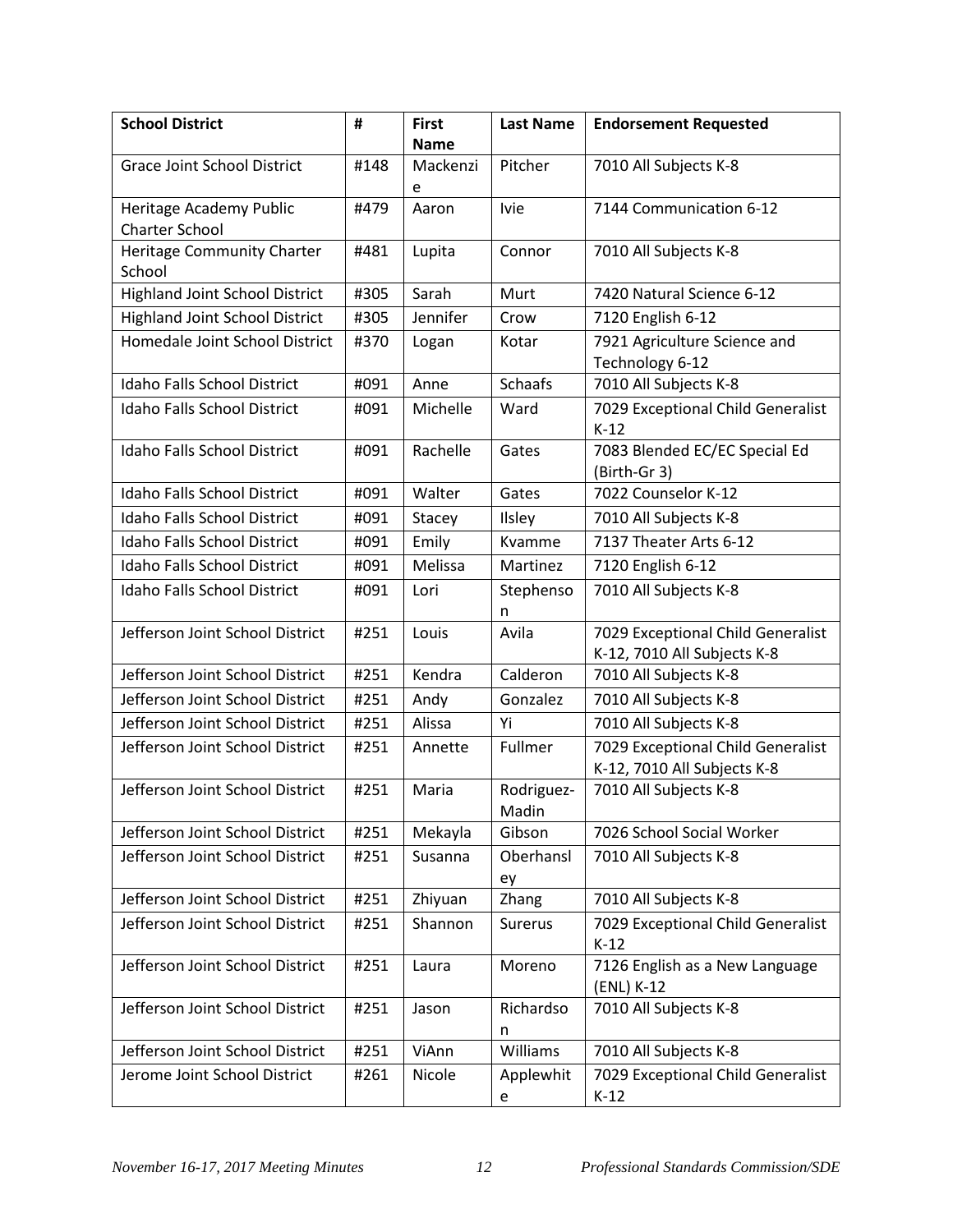| School District | # | First Name | Last Name | Endorsement Requested |
| --- | --- | --- | --- | --- |
| Grace Joint School District | #148 | Mackenzie | Pitcher | 7010 All Subjects K-8 |
| Heritage Academy Public Charter School | #479 | Aaron | Ivie | 7144 Communication 6-12 |
| Heritage Community Charter School | #481 | Lupita | Connor | 7010 All Subjects K-8 |
| Highland Joint School District | #305 | Sarah | Murt | 7420 Natural Science 6-12 |
| Highland Joint School District | #305 | Jennifer | Crow | 7120 English 6-12 |
| Homedale Joint School District | #370 | Logan | Kotar | 7921 Agriculture Science and Technology 6-12 |
| Idaho Falls School District | #091 | Anne | Schaafs | 7010 All Subjects K-8 |
| Idaho Falls School District | #091 | Michelle | Ward | 7029 Exceptional Child Generalist K-12 |
| Idaho Falls School District | #091 | Rachelle | Gates | 7083 Blended EC/EC Special Ed (Birth-Gr 3) |
| Idaho Falls School District | #091 | Walter | Gates | 7022 Counselor K-12 |
| Idaho Falls School District | #091 | Stacey | Ilsley | 7010 All Subjects K-8 |
| Idaho Falls School District | #091 | Emily | Kvamme | 7137 Theater Arts 6-12 |
| Idaho Falls School District | #091 | Melissa | Martinez | 7120 English 6-12 |
| Idaho Falls School District | #091 | Lori | Stephenson | 7010 All Subjects K-8 |
| Jefferson Joint School District | #251 | Louis | Avila | 7029 Exceptional Child Generalist K-12, 7010 All Subjects K-8 |
| Jefferson Joint School District | #251 | Kendra | Calderon | 7010 All Subjects K-8 |
| Jefferson Joint School District | #251 | Andy | Gonzalez | 7010 All Subjects K-8 |
| Jefferson Joint School District | #251 | Alissa | Yi | 7010 All Subjects K-8 |
| Jefferson Joint School District | #251 | Annette | Fullmer | 7029 Exceptional Child Generalist K-12, 7010 All Subjects K-8 |
| Jefferson Joint School District | #251 | Maria | Rodriguez-Madin | 7010 All Subjects K-8 |
| Jefferson Joint School District | #251 | Mekayla | Gibson | 7026 School Social Worker |
| Jefferson Joint School District | #251 | Susanna | Oberhansley | 7010 All Subjects K-8 |
| Jefferson Joint School District | #251 | Zhiyuan | Zhang | 7010 All Subjects K-8 |
| Jefferson Joint School District | #251 | Shannon | Surerus | 7029 Exceptional Child Generalist K-12 |
| Jefferson Joint School District | #251 | Laura | Moreno | 7126 English as a New Language (ENL) K-12 |
| Jefferson Joint School District | #251 | Jason | Richardson | 7010 All Subjects K-8 |
| Jefferson Joint School District | #251 | ViAnn | Williams | 7010 All Subjects K-8 |
| Jerome Joint School District | #261 | Nicole | Applewhite | 7029 Exceptional Child Generalist K-12 |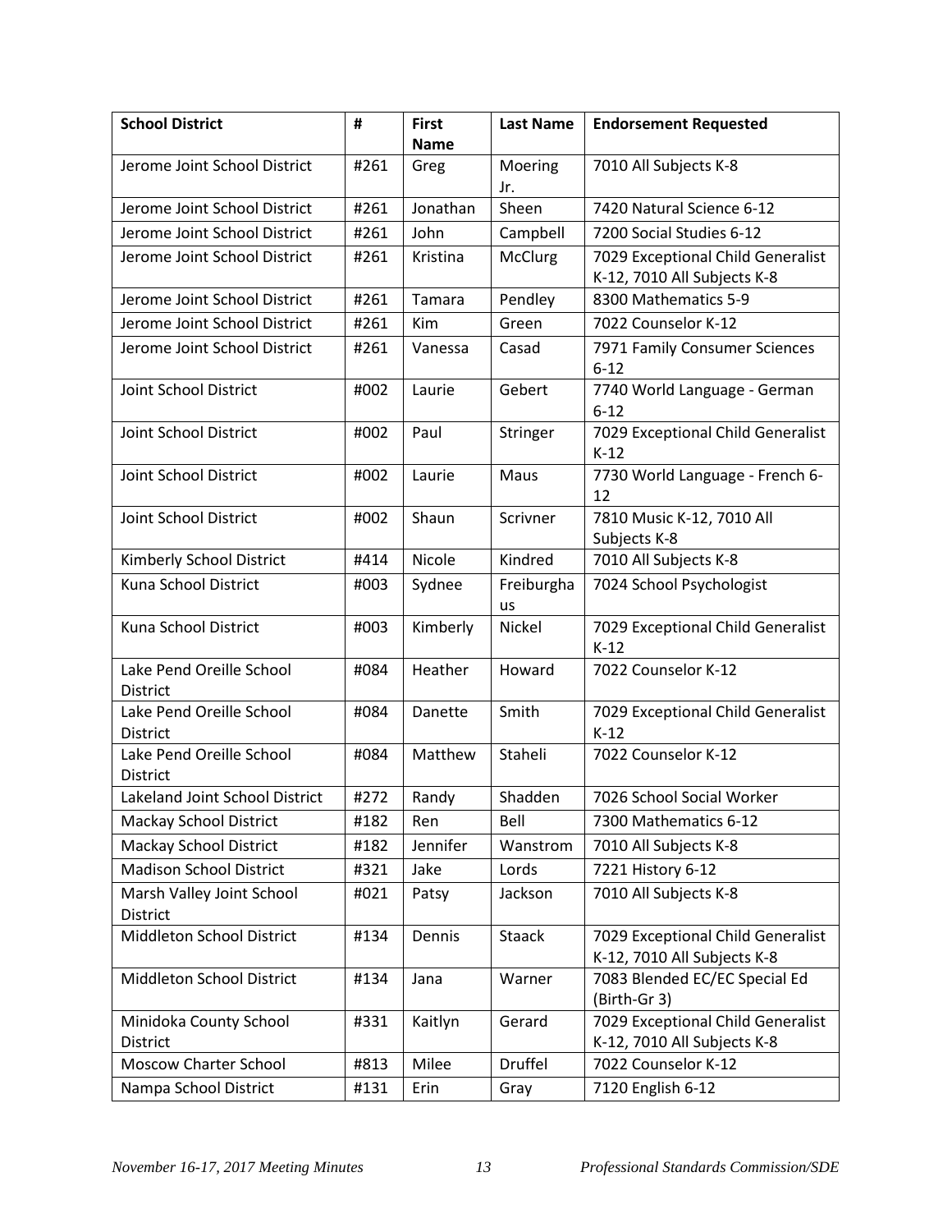| School District | # | First Name | Last Name | Endorsement Requested |
|---|---|---|---|---|
| Jerome Joint School District | #261 | Greg | Moering Jr. | 7010 All Subjects K-8 |
| Jerome Joint School District | #261 | Jonathan | Sheen | 7420 Natural Science 6-12 |
| Jerome Joint School District | #261 | John | Campbell | 7200 Social Studies 6-12 |
| Jerome Joint School District | #261 | Kristina | McClurg | 7029 Exceptional Child Generalist K-12, 7010 All Subjects K-8 |
| Jerome Joint School District | #261 | Tamara | Pendley | 8300 Mathematics 5-9 |
| Jerome Joint School District | #261 | Kim | Green | 7022 Counselor K-12 |
| Jerome Joint School District | #261 | Vanessa | Casad | 7971 Family Consumer Sciences 6-12 |
| Joint School District | #002 | Laurie | Gebert | 7740 World Language - German 6-12 |
| Joint School District | #002 | Paul | Stringer | 7029 Exceptional Child Generalist K-12 |
| Joint School District | #002 | Laurie | Maus | 7730 World Language - French 6-12 |
| Joint School District | #002 | Shaun | Scrivner | 7810 Music K-12, 7010 All Subjects K-8 |
| Kimberly School District | #414 | Nicole | Kindred | 7010 All Subjects K-8 |
| Kuna School District | #003 | Sydnee | Freiburghaus | 7024 School Psychologist |
| Kuna School District | #003 | Kimberly | Nickel | 7029 Exceptional Child Generalist K-12 |
| Lake Pend Oreille School District | #084 | Heather | Howard | 7022 Counselor K-12 |
| Lake Pend Oreille School District | #084 | Danette | Smith | 7029 Exceptional Child Generalist K-12 |
| Lake Pend Oreille School District | #084 | Matthew | Staheli | 7022 Counselor K-12 |
| Lakeland Joint School District | #272 | Randy | Shadden | 7026 School Social Worker |
| Mackay School District | #182 | Ren | Bell | 7300 Mathematics 6-12 |
| Mackay School District | #182 | Jennifer | Wanstrom | 7010 All Subjects K-8 |
| Madison School District | #321 | Jake | Lords | 7221 History 6-12 |
| Marsh Valley Joint School District | #021 | Patsy | Jackson | 7010 All Subjects K-8 |
| Middleton School District | #134 | Dennis | Staack | 7029 Exceptional Child Generalist K-12, 7010 All Subjects K-8 |
| Middleton School District | #134 | Jana | Warner | 7083 Blended EC/EC Special Ed (Birth-Gr 3) |
| Minidoka County School District | #331 | Kaitlyn | Gerard | 7029 Exceptional Child Generalist K-12, 7010 All Subjects K-8 |
| Moscow Charter School | #813 | Milee | Druffel | 7022 Counselor K-12 |
| Nampa School District | #131 | Erin | Gray | 7120 English 6-12 |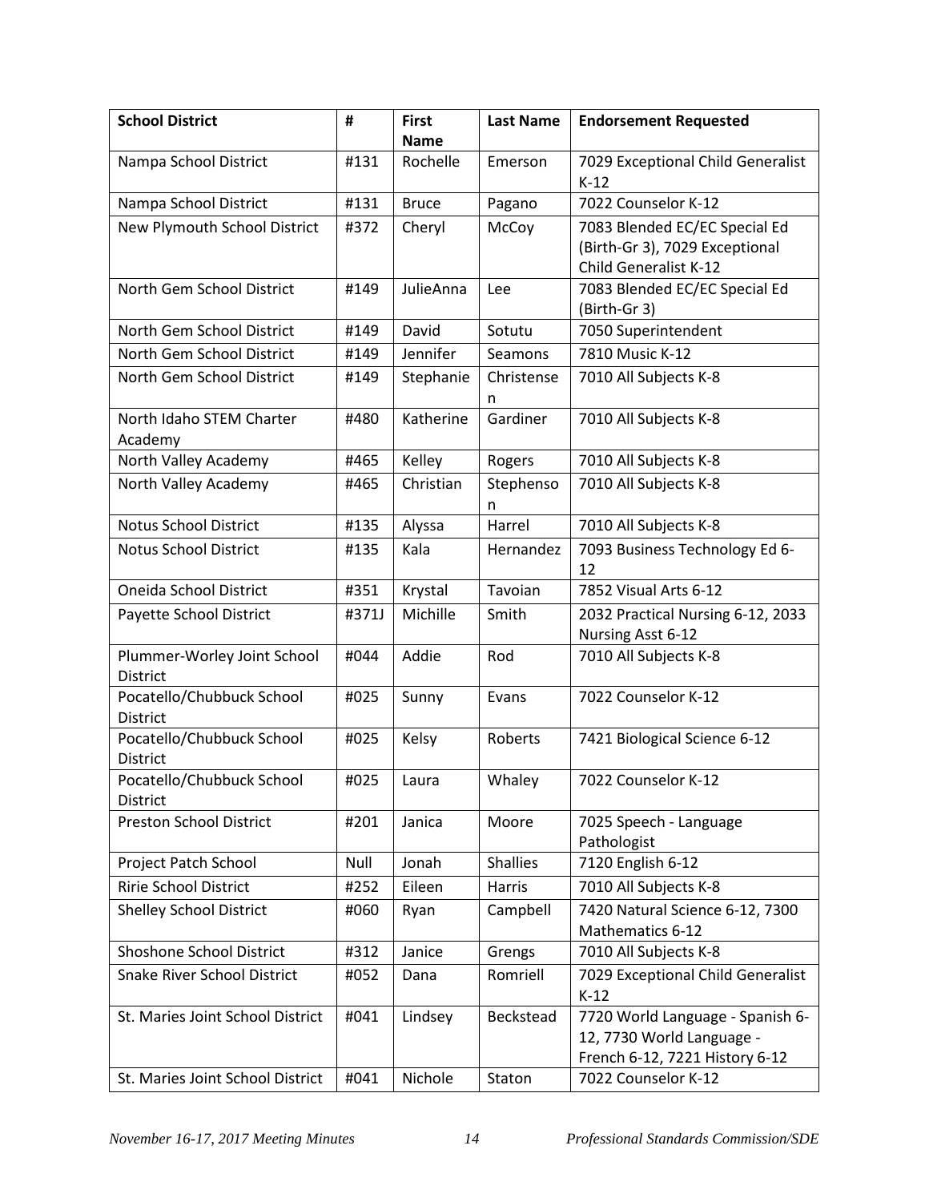| School District | # | First Name | Last Name | Endorsement Requested |
|---|---|---|---|---|
| Nampa School District | #131 | Rochelle | Emerson | 7029 Exceptional Child Generalist K-12 |
| Nampa School District | #131 | Bruce | Pagano | 7022 Counselor K-12 |
| New Plymouth School District | #372 | Cheryl | McCoy | 7083 Blended EC/EC Special Ed (Birth-Gr 3), 7029 Exceptional Child Generalist K-12 |
| North Gem School District | #149 | JulieAnna | Lee | 7083 Blended EC/EC Special Ed (Birth-Gr 3) |
| North Gem School District | #149 | David | Sotutu | 7050 Superintendent |
| North Gem School District | #149 | Jennifer | Seamons | 7810 Music K-12 |
| North Gem School District | #149 | Stephanie | Christensen | 7010 All Subjects K-8 |
| North Idaho STEM Charter Academy | #480 | Katherine | Gardiner | 7010 All Subjects K-8 |
| North Valley Academy | #465 | Kelley | Rogers | 7010 All Subjects K-8 |
| North Valley Academy | #465 | Christian | Stephenson | 7010 All Subjects K-8 |
| Notus School District | #135 | Alyssa | Harrel | 7010 All Subjects K-8 |
| Notus School District | #135 | Kala | Hernandez | 7093 Business Technology Ed 6-12 |
| Oneida School District | #351 | Krystal | Tavoian | 7852 Visual Arts 6-12 |
| Payette School District | #371J | Michille | Smith | 2032 Practical Nursing 6-12, 2033 Nursing Asst 6-12 |
| Plummer-Worley Joint School District | #044 | Addie | Rod | 7010 All Subjects K-8 |
| Pocatello/Chubbuck School District | #025 | Sunny | Evans | 7022 Counselor K-12 |
| Pocatello/Chubbuck School District | #025 | Kelsy | Roberts | 7421 Biological Science 6-12 |
| Pocatello/Chubbuck School District | #025 | Laura | Whaley | 7022 Counselor K-12 |
| Preston School District | #201 | Janica | Moore | 7025 Speech - Language Pathologist |
| Project Patch School | Null | Jonah | Shallies | 7120 English 6-12 |
| Ririe School District | #252 | Eileen | Harris | 7010 All Subjects K-8 |
| Shelley School District | #060 | Ryan | Campbell | 7420 Natural Science 6-12, 7300 Mathematics 6-12 |
| Shoshone School District | #312 | Janice | Grengs | 7010 All Subjects K-8 |
| Snake River School District | #052 | Dana | Romriell | 7029 Exceptional Child Generalist K-12 |
| St. Maries Joint School District | #041 | Lindsey | Beckstead | 7720 World Language - Spanish 6-12, 7730 World Language - French 6-12, 7221 History 6-12 |
| St. Maries Joint School District | #041 | Nichole | Staton | 7022 Counselor K-12 |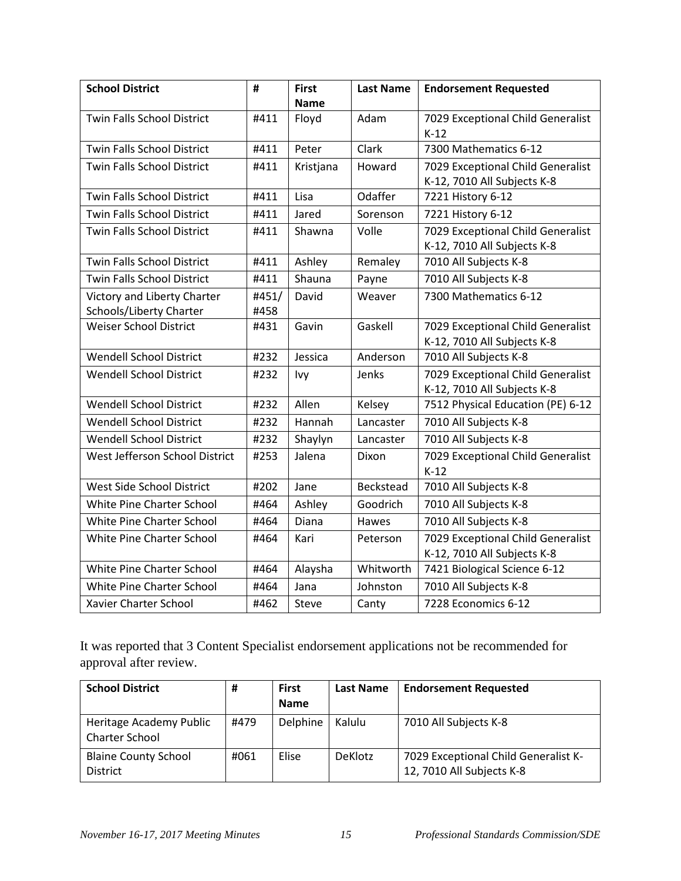| School District | # | First Name | Last Name | Endorsement Requested |
|---|---|---|---|---|
| Twin Falls School District | #411 | Floyd | Adam | 7029 Exceptional Child Generalist K-12 |
| Twin Falls School District | #411 | Peter | Clark | 7300 Mathematics 6-12 |
| Twin Falls School District | #411 | Kristjana | Howard | 7029 Exceptional Child Generalist K-12, 7010 All Subjects K-8 |
| Twin Falls School District | #411 | Lisa | Odaffer | 7221 History 6-12 |
| Twin Falls School District | #411 | Jared | Sorenson | 7221 History 6-12 |
| Twin Falls School District | #411 | Shawna | Volle | 7029 Exceptional Child Generalist K-12, 7010 All Subjects K-8 |
| Twin Falls School District | #411 | Ashley | Remaley | 7010 All Subjects K-8 |
| Twin Falls School District | #411 | Shauna | Payne | 7010 All Subjects K-8 |
| Victory and Liberty Charter Schools/Liberty Charter | #451/ #458 | David | Weaver | 7300 Mathematics 6-12 |
| Weiser School District | #431 | Gavin | Gaskell | 7029 Exceptional Child Generalist K-12, 7010 All Subjects K-8 |
| Wendell School District | #232 | Jessica | Anderson | 7010 All Subjects K-8 |
| Wendell School District | #232 | Ivy | Jenks | 7029 Exceptional Child Generalist K-12, 7010 All Subjects K-8 |
| Wendell School District | #232 | Allen | Kelsey | 7512 Physical Education (PE) 6-12 |
| Wendell School District | #232 | Hannah | Lancaster | 7010 All Subjects K-8 |
| Wendell School District | #232 | Shaylyn | Lancaster | 7010 All Subjects K-8 |
| West Jefferson School District | #253 | Jalena | Dixon | 7029 Exceptional Child Generalist K-12 |
| West Side School District | #202 | Jane | Beckstead | 7010 All Subjects K-8 |
| White Pine Charter School | #464 | Ashley | Goodrich | 7010 All Subjects K-8 |
| White Pine Charter School | #464 | Diana | Hawes | 7010 All Subjects K-8 |
| White Pine Charter School | #464 | Kari | Peterson | 7029 Exceptional Child Generalist K-12, 7010 All Subjects K-8 |
| White Pine Charter School | #464 | Alaysha | Whitworth | 7421 Biological Science 6-12 |
| White Pine Charter School | #464 | Jana | Johnston | 7010 All Subjects K-8 |
| Xavier Charter School | #462 | Steve | Canty | 7228 Economics 6-12 |

It was reported that 3 Content Specialist endorsement applications not be recommended for approval after review.

| School District | # | First Name | Last Name | Endorsement Requested |
|---|---|---|---|---|
| Heritage Academy Public Charter School | #479 | Delphine | Kalulu | 7010 All Subjects K-8 |
| Blaine County School District | #061 | Elise | DeKlotz | 7029 Exceptional Child Generalist K-12, 7010 All Subjects K-8 |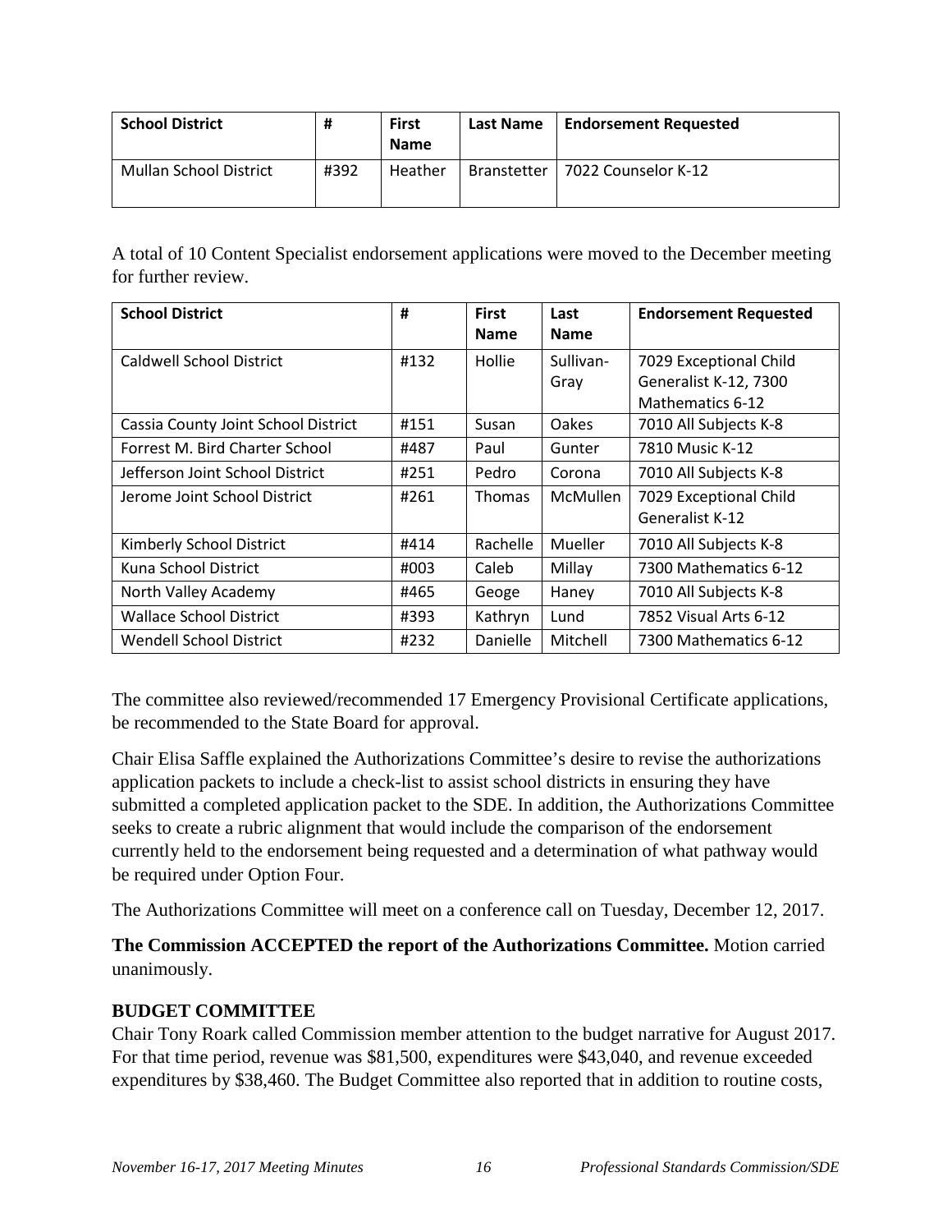| School District | # | First Name | Last Name | Endorsement Requested |
|---|---|---|---|---|
| Mullan School District | #392 | Heather | Branstetter | 7022 Counselor K-12 |

A total of 10 Content Specialist endorsement applications were moved to the December meeting for further review.

| School District | # | First Name | Last Name | Endorsement Requested |
|---|---|---|---|---|
| Caldwell School District | #132 | Hollie | Sullivan-Gray | 7029 Exceptional Child Generalist K-12, 7300 Mathematics 6-12 |
| Cassia County Joint School District | #151 | Susan | Oakes | 7010 All Subjects K-8 |
| Forrest M. Bird Charter School | #487 | Paul | Gunter | 7810 Music K-12 |
| Jefferson Joint School District | #251 | Pedro | Corona | 7010 All Subjects K-8 |
| Jerome Joint School District | #261 | Thomas | McMullen | 7029 Exceptional Child Generalist K-12 |
| Kimberly School District | #414 | Rachelle | Mueller | 7010 All Subjects K-8 |
| Kuna School District | #003 | Caleb | Millay | 7300 Mathematics 6-12 |
| North Valley Academy | #465 | Geoge | Haney | 7010 All Subjects K-8 |
| Wallace School District | #393 | Kathryn | Lund | 7852 Visual Arts 6-12 |
| Wendell School District | #232 | Danielle | Mitchell | 7300 Mathematics 6-12 |

The committee also reviewed/recommended 17 Emergency Provisional Certificate applications, be recommended to the State Board for approval.

Chair Elisa Saffle explained the Authorizations Committee's desire to revise the authorizations application packets to include a check-list to assist school districts in ensuring they have submitted a completed application packet to the SDE. In addition, the Authorizations Committee seeks to create a rubric alignment that would include the comparison of the endorsement currently held to the endorsement being requested and a determination of what pathway would be required under Option Four.

The Authorizations Committee will meet on a conference call on Tuesday, December 12, 2017.

**The Commission ACCEPTED the report of the Authorizations Committee.** Motion carried unanimously.

**BUDGET COMMITTEE**

Chair Tony Roark called Commission member attention to the budget narrative for August 2017. For that time period, revenue was $81,500, expenditures were $43,040, and revenue exceeded expenditures by $38,460. The Budget Committee also reported that in addition to routine costs,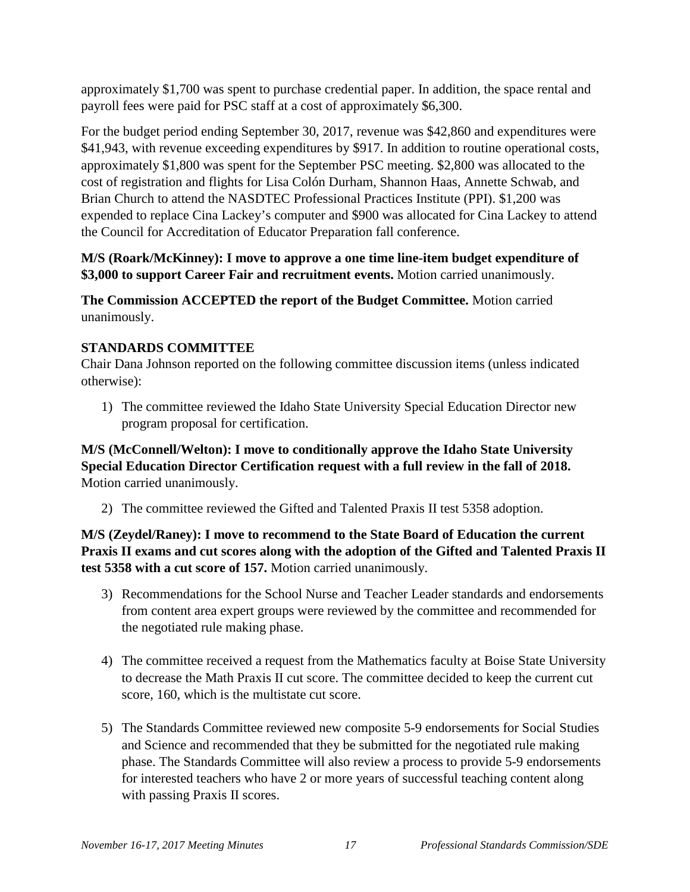approximately $1,700 was spent to purchase credential paper. In addition, the space rental and payroll fees were paid for PSC staff at a cost of approximately $6,300.

For the budget period ending September 30, 2017, revenue was $42,860 and expenditures were $41,943, with revenue exceeding expenditures by $917. In addition to routine operational costs, approximately $1,800 was spent for the September PSC meeting. $2,800 was allocated to the cost of registration and flights for Lisa Colón Durham, Shannon Haas, Annette Schwab, and Brian Church to attend the NASDTEC Professional Practices Institute (PPI). $1,200 was expended to replace Cina Lackey's computer and $900 was allocated for Cina Lackey to attend the Council for Accreditation of Educator Preparation fall conference.

**M/S (Roark/McKinney): I move to approve a one time line-item budget expenditure of $3,000 to support Career Fair and recruitment events.** Motion carried unanimously.

**The Commission ACCEPTED the report of the Budget Committee.** Motion carried unanimously.

### STANDARDS COMMITTEE

Chair Dana Johnson reported on the following committee discussion items (unless indicated otherwise):

1) The committee reviewed the Idaho State University Special Education Director new program proposal for certification.

**M/S (McConnell/Welton): I move to conditionally approve the Idaho State University Special Education Director Certification request with a full review in the fall of 2018.** Motion carried unanimously.

2) The committee reviewed the Gifted and Talented Praxis II test 5358 adoption.

**M/S (Zeydel/Raney): I move to recommend to the State Board of Education the current Praxis II exams and cut scores along with the adoption of the Gifted and Talented Praxis II test 5358 with a cut score of 157.** Motion carried unanimously.

3) Recommendations for the School Nurse and Teacher Leader standards and endorsements from content area expert groups were reviewed by the committee and recommended for the negotiated rule making phase.

4) The committee received a request from the Mathematics faculty at Boise State University to decrease the Math Praxis II cut score. The committee decided to keep the current cut score, 160, which is the multistate cut score.

5) The Standards Committee reviewed new composite 5-9 endorsements for Social Studies and Science and recommended that they be submitted for the negotiated rule making phase. The Standards Committee will also review a process to provide 5-9 endorsements for interested teachers who have 2 or more years of successful teaching content along with passing Praxis II scores.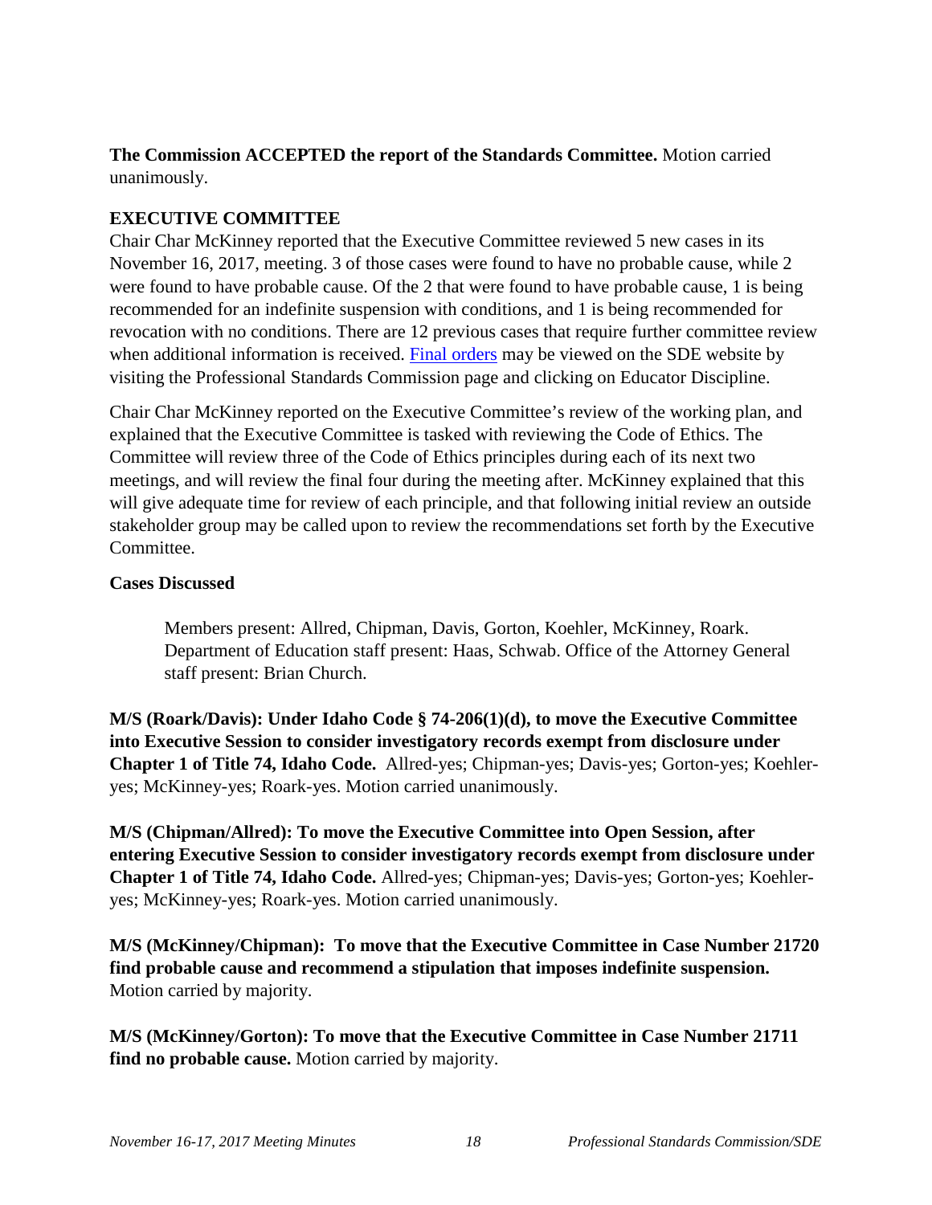**The Commission ACCEPTED the report of the Standards Committee.** Motion carried unanimously.

## EXECUTIVE COMMITTEE

Chair Char McKinney reported that the Executive Committee reviewed 5 new cases in its November 16, 2017, meeting. 3 of those cases were found to have no probable cause, while 2 were found to have probable cause. Of the 2 that were found to have probable cause, 1 is being recommended for an indefinite suspension with conditions, and 1 is being recommended for revocation with no conditions. There are 12 previous cases that require further committee review when additional information is received. Final orders may be viewed on the SDE website by visiting the Professional Standards Commission page and clicking on Educator Discipline.

Chair Char McKinney reported on the Executive Committee's review of the working plan, and explained that the Executive Committee is tasked with reviewing the Code of Ethics. The Committee will review three of the Code of Ethics principles during each of its next two meetings, and will review the final four during the meeting after. McKinney explained that this will give adequate time for review of each principle, and that following initial review an outside stakeholder group may be called upon to review the recommendations set forth by the Executive Committee.

**Cases Discussed**

> Members present: Allred, Chipman, Davis, Gorton, Koehler, McKinney, Roark. Department of Education staff present: Haas, Schwab. Office of the Attorney General staff present: Brian Church.

**M/S (Roark/Davis): Under Idaho Code § 74-206(1)(d), to move the Executive Committee into Executive Session to consider investigatory records exempt from disclosure under Chapter 1 of Title 74, Idaho Code.** Allred-yes; Chipman-yes; Davis-yes; Gorton-yes; Koehler-yes; McKinney-yes; Roark-yes. Motion carried unanimously.

**M/S (Chipman/Allred): To move the Executive Committee into Open Session, after entering Executive Session to consider investigatory records exempt from disclosure under Chapter 1 of Title 74, Idaho Code.** Allred-yes; Chipman-yes; Davis-yes; Gorton-yes; Koehler-yes; McKinney-yes; Roark-yes. Motion carried unanimously.

**M/S (McKinney/Chipman): To move that the Executive Committee in Case Number 21720 find probable cause and recommend a stipulation that imposes indefinite suspension.** Motion carried by majority.

**M/S (McKinney/Gorton): To move that the Executive Committee in Case Number 21711 find no probable cause.** Motion carried by majority.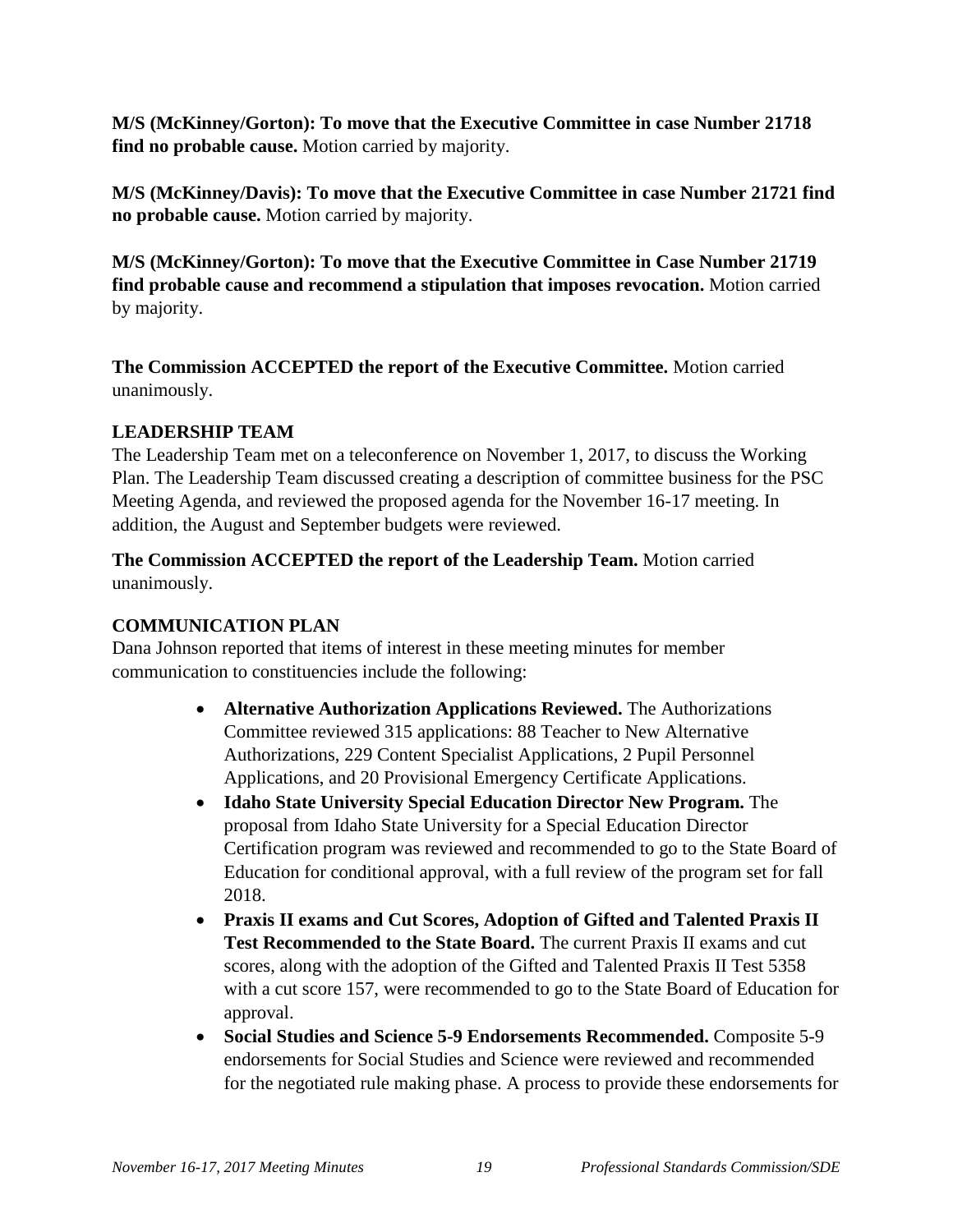**M/S (McKinney/Gorton): To move that the Executive Committee in case Number 21718 find no probable cause.** Motion carried by majority.

**M/S (McKinney/Davis): To move that the Executive Committee in case Number 21721 find no probable cause.** Motion carried by majority.

**M/S (McKinney/Gorton): To move that the Executive Committee in Case Number 21719 find probable cause and recommend a stipulation that imposes revocation.** Motion carried by majority.

**The Commission ACCEPTED the report of the Executive Committee.** Motion carried unanimously.

### LEADERSHIP TEAM

The Leadership Team met on a teleconference on November 1, 2017, to discuss the Working Plan. The Leadership Team discussed creating a description of committee business for the PSC Meeting Agenda, and reviewed the proposed agenda for the November 16-17 meeting. In addition, the August and September budgets were reviewed.

**The Commission ACCEPTED the report of the Leadership Team.** Motion carried unanimously.

### COMMUNICATION PLAN

Dana Johnson reported that items of interest in these meeting minutes for member communication to constituencies include the following:

- **Alternative Authorization Applications Reviewed.** The Authorizations Committee reviewed 315 applications: 88 Teacher to New Alternative Authorizations, 229 Content Specialist Applications, 2 Pupil Personnel Applications, and 20 Provisional Emergency Certificate Applications.
- **Idaho State University Special Education Director New Program.** The proposal from Idaho State University for a Special Education Director Certification program was reviewed and recommended to go to the State Board of Education for conditional approval, with a full review of the program set for fall 2018.
- **Praxis II exams and Cut Scores, Adoption of Gifted and Talented Praxis II Test Recommended to the State Board.** The current Praxis II exams and cut scores, along with the adoption of the Gifted and Talented Praxis II Test 5358 with a cut score 157, were recommended to go to the State Board of Education for approval.
- **Social Studies and Science 5-9 Endorsements Recommended.** Composite 5-9 endorsements for Social Studies and Science were reviewed and recommended for the negotiated rule making phase. A process to provide these endorsements for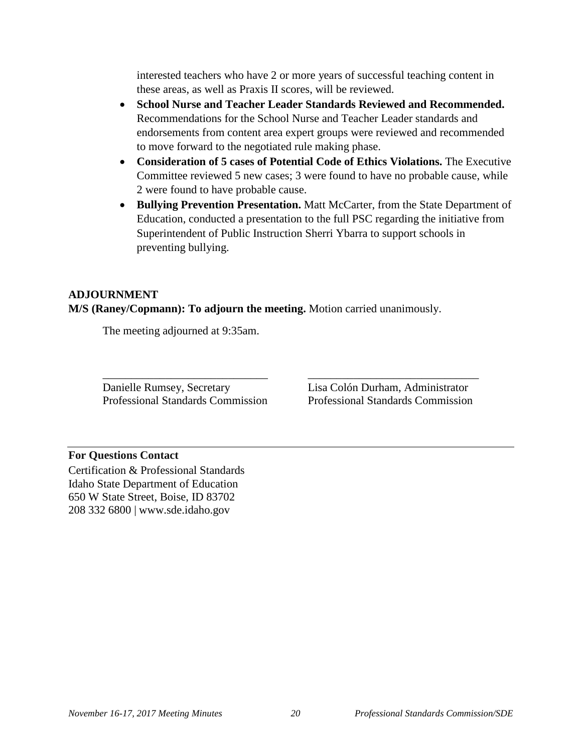interested teachers who have 2 or more years of successful teaching content in these areas, as well as Praxis II scores, will be reviewed.

- **School Nurse and Teacher Leader Standards Reviewed and Recommended.** Recommendations for the School Nurse and Teacher Leader standards and endorsements from content area expert groups were reviewed and recommended to move forward to the negotiated rule making phase.
- **Consideration of 5 cases of Potential Code of Ethics Violations.** The Executive Committee reviewed 5 new cases; 3 were found to have no probable cause, while 2 were found to have probable cause.
- **Bullying Prevention Presentation.** Matt McCarter, from the State Department of Education, conducted a presentation to the full PSC regarding the initiative from Superintendent of Public Instruction Sherri Ybarra to support schools in preventing bullying.

**ADJOURNMENT**

**M/S (Raney/Copmann): To adjourn the meeting.** Motion carried unanimously.

The meeting adjourned at 9:35am.

_____________________________ _____________________________

Danielle Rumsey, Secretary
Professional Standards Commission

Lisa Colón Durham, Administrator
Professional Standards Commission

---

**For Questions Contact**

Certification & Professional Standards
Idaho State Department of Education
650 W State Street, Boise, ID 83702
208 332 6800 | www.sde.idaho.gov